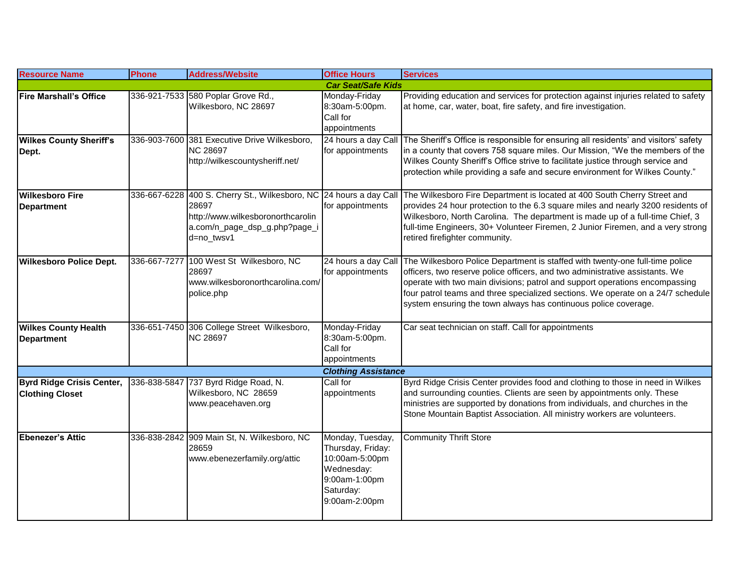| Resource Name | Phone | Address/Website | Office Hours | Services |
|---|---|---|---|---|
| | | ***Car Seat/Safe Kids*** | | |
| **Fire Marshall's Office** | 336-921-7533 | 580 Poplar Grove Rd., Wilkesboro, NC 28697 | Monday-Friday 8:30am-5:00pm. Call for appointments | Providing education and services for protection against injuries related to safety at home, car, water, boat, fire safety, and fire investigation. |
| **Wilkes County Sheriff's Dept.** | 336-903-7600 | 381 Executive Drive Wilkesboro, NC 28697 http://wilkescountysheriff.net/ | 24 hours a day Call for appointments | The Sheriff's Office is responsible for ensuring all residents' and visitors' safety in a county that covers 758 square miles. Our Mission, "We the members of the Wilkes County Sheriff's Office strive to facilitate justice through service and protection while providing a safe and secure environment for Wilkes County." |
| **Wilkesboro Fire Department** | 336-667-6228 | 400 S. Cherry St., Wilkesboro, NC 28697 http://www.wilkesboronorthcarolina.com/n_page_dsp_g.php?page_id=no_twsv1 | 24 hours a day Call for appointments | The Wilkesboro Fire Department is located at 400 South Cherry Street and provides 24 hour protection to the 6.3 square miles and nearly 3200 residents of Wilkesboro, North Carolina. The department is made up of a full-time Chief, 3 full-time Engineers, 30+ Volunteer Firemen, 2 Junior Firemen, and a very strong retired firefighter community. |
| **Wilkesboro Police Dept.** | 336-667-7277 | 100 West St Wilkesboro, NC 28697 www.wilkesboronorthcarolina.com/police.php | 24 hours a day Call for appointments | The Wilkesboro Police Department is staffed with twenty-one full-time police officers, two reserve police officers, and two administrative assistants. We operate with two main divisions; patrol and support operations encompassing four patrol teams and three specialized sections. We operate on a 24/7 schedule system ensuring the town always has continuous police coverage. |
| **Wilkes County Health Department** | 336-651-7450 | 306 College Street Wilkesboro, NC 28697 | Monday-Friday 8:30am-5:00pm. Call for appointments | Car seat technician on staff. Call for appointments |
| | | ***Clothing Assistance*** | | |
| **Byrd Ridge Crisis Center, Clothing Closet** | 336-838-5847 | 737 Byrd Ridge Road, N. Wilkesboro, NC 28659 www.peacehaven.org | Call for appointments | Byrd Ridge Crisis Center provides food and clothing to those in need in Wilkes and surrounding counties. Clients are seen by appointments only. These ministries are supported by donations from individuals, and churches in the Stone Mountain Baptist Association. All ministry workers are volunteers. |
| **Ebenezer's Attic** | 336-838-2842 | 909 Main St, N. Wilkesboro, NC 28659 www.ebenezerfamily.org/attic | Monday, Tuesday, Thursday, Friday: 10:00am-5:00pm Wednesday: 9:00am-1:00pm Saturday: 9:00am-2:00pm | Community Thrift Store |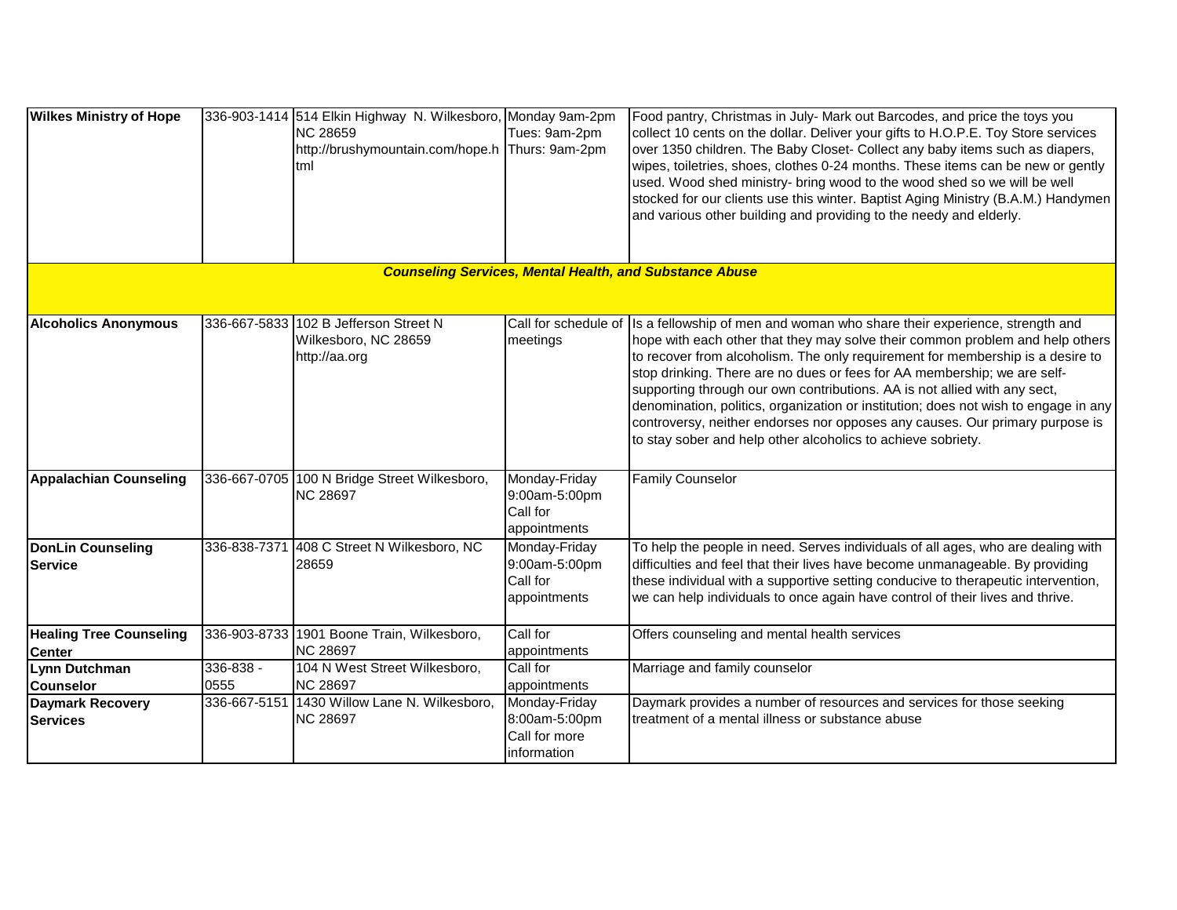| | | | | |
|---|---|---|---|---|
| **Wilkes Ministry of Hope** | 336-903-1414 | 514 Elkin Highway N. Wilkesboro, NC 28659 http://brushymountain.com/hope.html | Monday 9am-2pm Tues: 9am-2pm Thurs: 9am-2pm | Food pantry, Christmas in July- Mark out Barcodes, and price the toys you collect 10 cents on the dollar. Deliver your gifts to H.O.P.E. Toy Store services over 1350 children. The Baby Closet- Collect any baby items such as diapers, wipes, toiletries, shoes, clothes 0-24 months. These items can be new or gently used. Wood shed ministry- bring wood to the wood shed so we will be well stocked for our clients use this winter. Baptist Aging Ministry (B.A.M.) Handymen and various other building and providing to the needy and elderly. |
| ***Counseling Services, Mental Health, and Substance Abuse*** | | | | |
| **Alcoholics Anonymous** | 336-667-5833 | 102 B Jefferson Street N Wilkesboro, NC 28659 http://aa.org | Call for schedule of meetings | Is a fellowship of men and woman who share their experience, strength and hope with each other that they may solve their common problem and help others to recover from alcoholism. The only requirement for membership is a desire to stop drinking. There are no dues or fees for AA membership; we are self-supporting through our own contributions. AA is not allied with any sect, denomination, politics, organization or institution; does not wish to engage in any controversy, neither endorses nor opposes any causes. Our primary purpose is to stay sober and help other alcoholics to achieve sobriety. |
| **Appalachian Counseling** | 336-667-0705 | 100 N Bridge Street Wilkesboro, NC 28697 | Monday-Friday 9:00am-5:00pm Call for appointments | Family Counselor |
| **DonLin Counseling Service** | 336-838-7371 | 408 C Street N Wilkesboro, NC 28659 | Monday-Friday 9:00am-5:00pm Call for appointments | To help the people in need. Serves individuals of all ages, who are dealing with difficulties and feel that their lives have become unmanageable. By providing these individual with a supportive setting conducive to therapeutic intervention, we can help individuals to once again have control of their lives and thrive. |
| **Healing Tree Counseling Center** | 336-903-8733 | 1901 Boone Train, Wilkesboro, NC 28697 | Call for appointments | Offers counseling and mental health services |
| **Lynn Dutchman Counselor** | 336-838 - 0555 | 104 N West Street Wilkesboro, NC 28697 | Call for appointments | Marriage and family counselor |
| **Daymark Recovery Services** | 336-667-5151 | 1430 Willow Lane N. Wilkesboro, NC 28697 | Monday-Friday 8:00am-5:00pm Call for more information | Daymark provides a number of resources and services for those seeking treatment of a mental illness or substance abuse |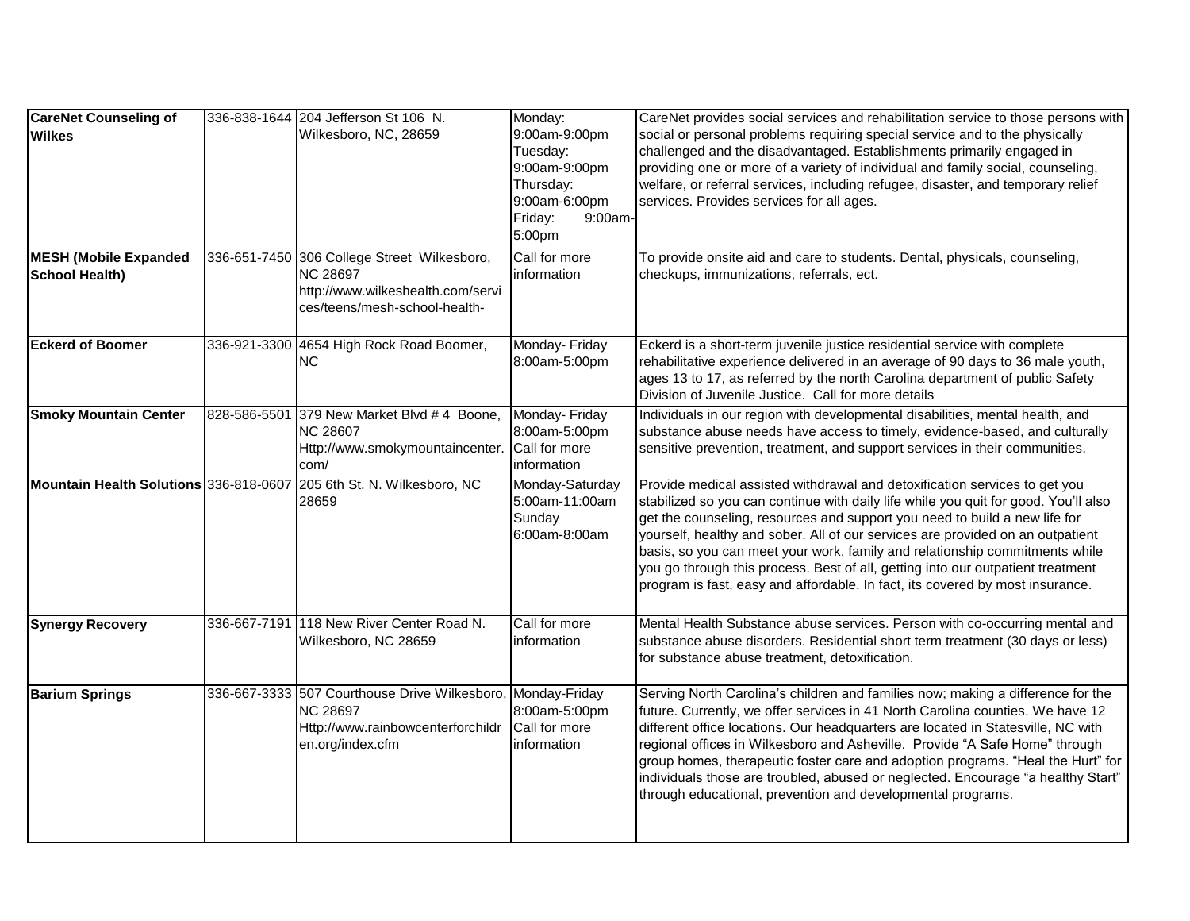| **CareNet Counseling of Wilkes** | 336-838-1644 | 204 Jefferson St 106 N. Wilkesboro, NC, 28659 | Monday: 9:00am-9:00pm Tuesday: 9:00am-9:00pm Thursday: 9:00am-6:00pm Friday: 9:00am-5:00pm | CareNet provides social services and rehabilitation service to those persons with social or personal problems requiring special service and to the physically challenged and the disadvantaged. Establishments primarily engaged in providing one or more of a variety of individual and family social, counseling, welfare, or referral services, including refugee, disaster, and temporary relief services. Provides services for all ages. |
|---|---|---|---|---|
| **MESH (Mobile Expanded School Health)** | 336-651-7450 | 306 College Street Wilkesboro, NC 28697 http://www.wilkeshealth.com/services/teens/mesh-school-health- | Call for more information | To provide onsite aid and care to students. Dental, physicals, counseling, checkups, immunizations, referrals, ect. |
| **Eckerd of Boomer** | 336-921-3300 | 4654 High Rock Road Boomer, NC | Monday- Friday 8:00am-5:00pm | Eckerd is a short-term juvenile justice residential service with complete rehabilitative experience delivered in an average of 90 days to 36 male youth, ages 13 to 17, as referred by the north Carolina department of public Safety Division of Juvenile Justice. Call for more details |
| **Smoky Mountain Center** | 828-586-5501 | 379 New Market Blvd # 4 Boone, NC 28607 Http://www.smokymountaincenter.com/ | Monday- Friday 8:00am-5:00pm Call for more information | Individuals in our region with developmental disabilities, mental health, and substance abuse needs have access to timely, evidence-based, and culturally sensitive prevention, treatment, and support services in their communities. |
| **Mountain Health Solutions** | 336-818-0607 | 205 6th St. N. Wilkesboro, NC 28659 | Monday-Saturday 5:00am-11:00am Sunday 6:00am-8:00am | Provide medical assisted withdrawal and detoxification services to get you stabilized so you can continue with daily life while you quit for good. You'll also get the counseling, resources and support you need to build a new life for yourself, healthy and sober. All of our services are provided on an outpatient basis, so you can meet your work, family and relationship commitments while you go through this process. Best of all, getting into our outpatient treatment program is fast, easy and affordable. In fact, its covered by most insurance. |
| **Synergy Recovery** | 336-667-7191 | 118 New River Center Road N. Wilkesboro, NC 28659 | Call for more information | Mental Health Substance abuse services. Person with co-occurring mental and substance abuse disorders. Residential short term treatment (30 days or less) for substance abuse treatment, detoxification. |
| **Barium Springs** | 336-667-3333 | 507 Courthouse Drive Wilkesboro, NC 28697 Http://www.rainbowcenterforchildren.org/index.cfm | Monday-Friday 8:00am-5:00pm Call for more information | Serving North Carolina's children and families now; making a difference for the future. Currently, we offer services in 41 North Carolina counties. We have 12 different office locations. Our headquarters are located in Statesville, NC with regional offices in Wilkesboro and Asheville. Provide "A Safe Home" through group homes, therapeutic foster care and adoption programs. "Heal the Hurt" for individuals those are troubled, abused or neglected. Encourage "a healthy Start" through educational, prevention and developmental programs. |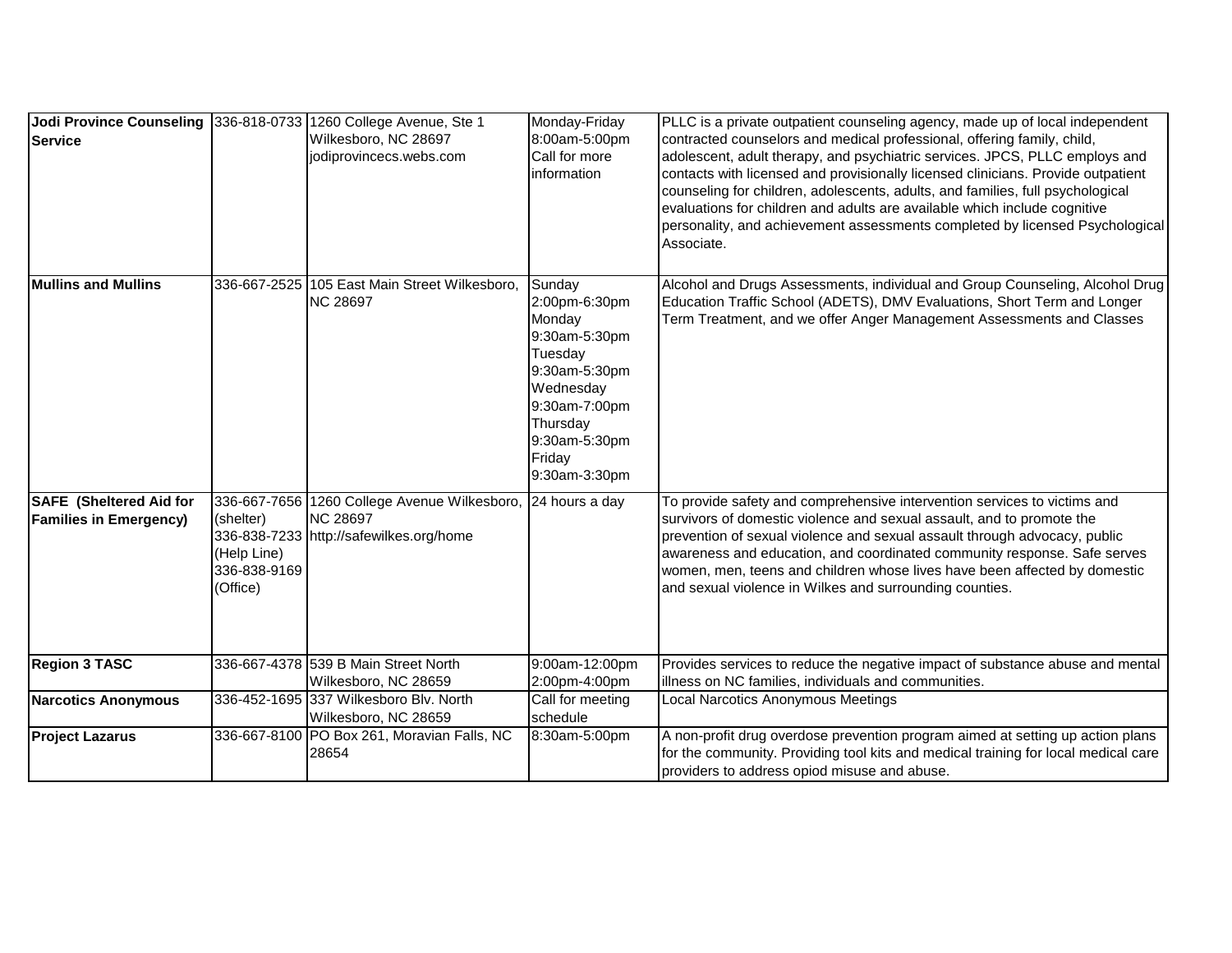| | | | | |
|---|---|---|---|---|
| **Jodi Province Counseling Service** | 336-818-0733 | 1260 College Avenue, Ste 1 Wilkesboro, NC 28697 jodiprovincecs.webs.com | Monday-Friday 8:00am-5:00pm Call for more information | PLLC is a private outpatient counseling agency, made up of local independent contracted counselors and medical professional, offering family, child, adolescent, adult therapy, and psychiatric services. JPCS, PLLC employs and contacts with licensed and provisionally licensed clinicians. Provide outpatient counseling for children, adolescents, adults, and families, full psychological evaluations for children and adults are available which include cognitive personality, and achievement assessments completed by licensed Psychological Associate. |
| **Mullins and Mullins** | 336-667-2525 | 105 East Main Street Wilkesboro, NC 28697 | Sunday 2:00pm-6:30pm Monday 9:30am-5:30pm Tuesday 9:30am-5:30pm Wednesday 9:30am-7:00pm Thursday 9:30am-5:30pm Friday 9:30am-3:30pm | Alcohol and Drugs Assessments, individual and Group Counseling, Alcohol Drug Education Traffic School (ADETS), DMV Evaluations, Short Term and Longer Term Treatment, and we offer Anger Management Assessments and Classes |
| **SAFE (Sheltered Aid for Families in Emergency)** | 336-667-7656 (shelter) 336-838-7233 (Help Line) 336-838-9169 (Office) | 1260 College Avenue Wilkesboro, NC 28697 http://safewilkes.org/home | 24 hours a day | To provide safety and comprehensive intervention services to victims and survivors of domestic violence and sexual assault, and to promote the prevention of sexual violence and sexual assault through advocacy, public awareness and education, and coordinated community response. Safe serves women, men, teens and children whose lives have been affected by domestic and sexual violence in Wilkes and surrounding counties. |
| **Region 3 TASC** | 336-667-4378 | 539 B Main Street North Wilkesboro, NC 28659 | 9:00am-12:00pm 2:00pm-4:00pm | Provides services to reduce the negative impact of substance abuse and mental illness on NC families, individuals and communities. |
| **Narcotics Anonymous** | 336-452-1695 | 337 Wilkesboro Blv. North Wilkesboro, NC 28659 | Call for meeting schedule | Local Narcotics Anonymous Meetings |
| **Project Lazarus** | 336-667-8100 | PO Box 261, Moravian Falls, NC 28654 | 8:30am-5:00pm | A non-profit drug overdose prevention program aimed at setting up action plans for the community. Providing tool kits and medical training for local medical care providers to address opiod misuse and abuse. |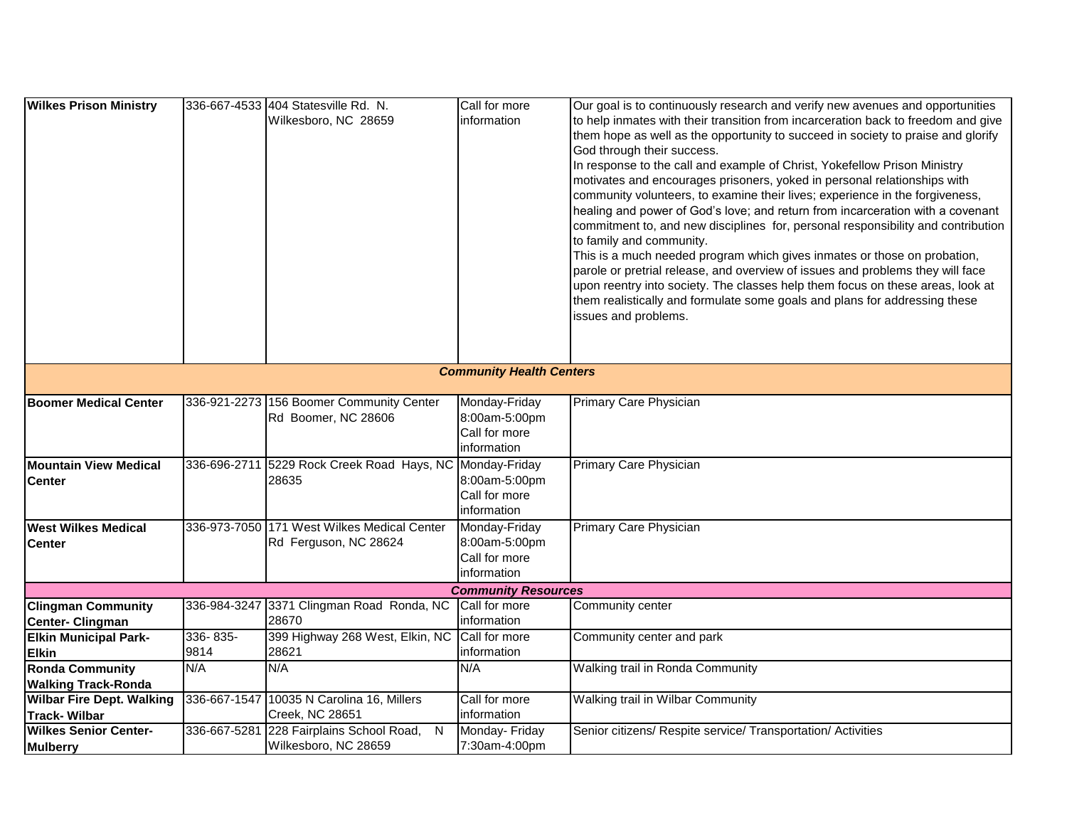| | | | | |
|---|---|---|---|---|
| **Wilkes Prison Ministry** | 336-667-4533 | 404 Statesville Rd. N. Wilkesboro, NC 28659 | Call for more information | Our goal is to continuously research and verify new avenues and opportunities to help inmates with their transition from incarceration back to freedom and give them hope as well as the opportunity to succeed in society to praise and glorify God through their success.<br>In response to the call and example of Christ, Yokefellow Prison Ministry motivates and encourages prisoners, yoked in personal relationships with community volunteers, to examine their lives; experience in the forgiveness, healing and power of God's love; and return from incarceration with a covenant commitment to, and new disciplines for, personal responsibility and contribution to family and community.<br>This is a much needed program which gives inmates or those on probation, parole or pretrial release, and overview of issues and problems they will face upon reentry into society. The classes help them focus on these areas, look at them realistically and formulate some goals and plans for addressing these issues and problems. |
| | | ***Community Health Centers*** | | |
| **Boomer Medical Center** | 336-921-2273 | 156 Boomer Community Center Rd Boomer, NC 28606 | Monday-Friday 8:00am-5:00pm Call for more information | Primary Care Physician |
| **Mountain View Medical Center** | 336-696-2711 | 5229 Rock Creek Road Hays, NC 28635 | Monday-Friday 8:00am-5:00pm Call for more information | Primary Care Physician |
| **West Wilkes Medical Center** | 336-973-7050 | 171 West Wilkes Medical Center Rd Ferguson, NC 28624 | Monday-Friday 8:00am-5:00pm Call for more information | Primary Care Physician |
| | | ***Community Resources*** | | |
| **Clingman Community Center- Clingman** | 336-984-3247 | 3371 Clingman Road Ronda, NC 28670 | Call for more information | Community center |
| **Elkin Municipal Park-Elkin** | 336- 835-9814 | 399 Highway 268 West, Elkin, NC 28621 | Call for more information | Community center and park |
| **Ronda Community Walking Track-Ronda** | N/A | N/A | N/A | Walking trail in Ronda Community |
| **Wilbar Fire Dept. Walking Track- Wilbar** | 336-667-1547 | 10035 N Carolina 16, Millers Creek, NC 28651 | Call for more information | Walking trail in Wilbar Community |
| **Wilkes Senior Center-Mulberry** | 336-667-5281 | 228 Fairplains School Road, N Wilkesboro, NC 28659 | Monday- Friday 7:30am-4:00pm | Senior citizens/ Respite service/ Transportation/ Activities |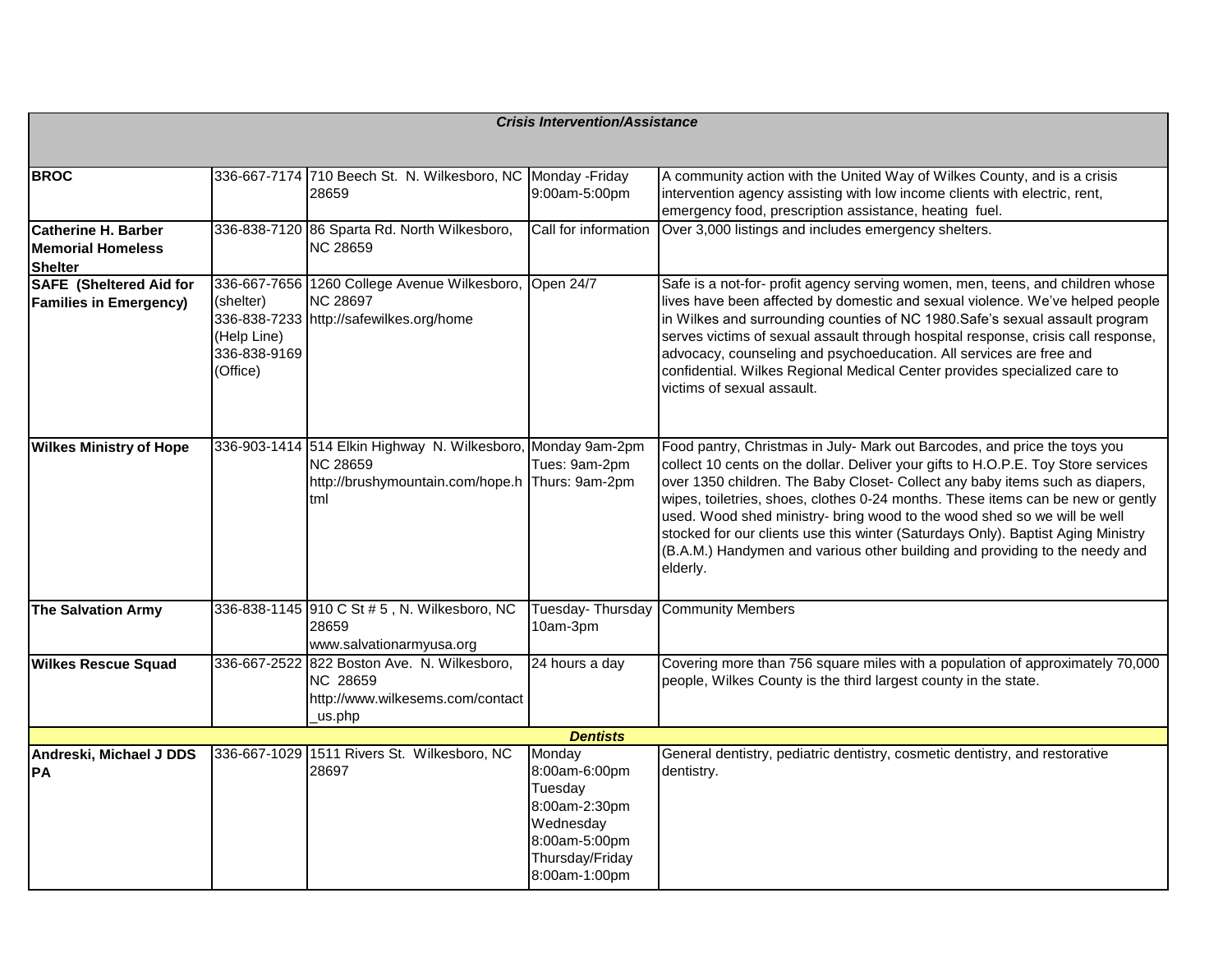| | | | | |
|---|---|---|---|---|
| ***Crisis Intervention/Assistance*** | | | | |
| **BROC** | 336-667-7174 | 710 Beech St. N. Wilkesboro, NC 28659 | Monday -Friday 9:00am-5:00pm | A community action with the United Way of Wilkes County, and is a crisis intervention agency assisting with low income clients with electric, rent, emergency food, prescription assistance, heating fuel. |
| **Catherine H. Barber Memorial Homeless Shelter** | 336-838-7120 | 86 Sparta Rd. North Wilkesboro, NC 28659 | Call for information | Over 3,000 listings and includes emergency shelters. |
| **SAFE (Sheltered Aid for Families in Emergency)** | 336-667-7656 (shelter) 336-838-7233 (Help Line) 336-838-9169 (Office) | 1260 College Avenue Wilkesboro, NC 28697 http://safewilkes.org/home | Open 24/7 | Safe is a not-for- profit agency serving women, men, teens, and children whose lives have been affected by domestic and sexual violence. We've helped people in Wilkes and surrounding counties of NC 1980.Safe's sexual assault program serves victims of sexual assault through hospital response, crisis call response, advocacy, counseling and psychoeducation. All services are free and confidential. Wilkes Regional Medical Center provides specialized care to victims of sexual assault. |
| **Wilkes Ministry of Hope** | 336-903-1414 | 514 Elkin Highway N. Wilkesboro, NC 28659 http://brushymountain.com/hope.html | Monday 9am-2pm Tues: 9am-2pm Thurs: 9am-2pm | Food pantry, Christmas in July- Mark out Barcodes, and price the toys you collect 10 cents on the dollar. Deliver your gifts to H.O.P.E. Toy Store services over 1350 children. The Baby Closet- Collect any baby items such as diapers, wipes, toiletries, shoes, clothes 0-24 months. These items can be new or gently used. Wood shed ministry- bring wood to the wood shed so we will be well stocked for our clients use this winter (Saturdays Only). Baptist Aging Ministry (B.A.M.) Handymen and various other building and providing to the needy and elderly. |
| **The Salvation Army** | 336-838-1145 | 910 C St # 5 , N. Wilkesboro, NC 28659 www.salvationarmyusa.org | Tuesday- Thursday 10am-3pm | Community Members |
| **Wilkes Rescue Squad** | 336-667-2522 | 822 Boston Ave. N. Wilkesboro, NC 28659 http://www.wilkesems.com/contact_us.php | 24 hours a day | Covering more than 756 square miles with a population of approximately 70,000 people, Wilkes County is the third largest county in the state. |
| ***Dentists*** | | | | |
| **Andreski, Michael J DDS PA** | 336-667-1029 | 1511 Rivers St. Wilkesboro, NC 28697 | Monday 8:00am-6:00pm Tuesday 8:00am-2:30pm Wednesday 8:00am-5:00pm Thursday/Friday 8:00am-1:00pm | General dentistry, pediatric dentistry, cosmetic dentistry, and restorative dentistry. |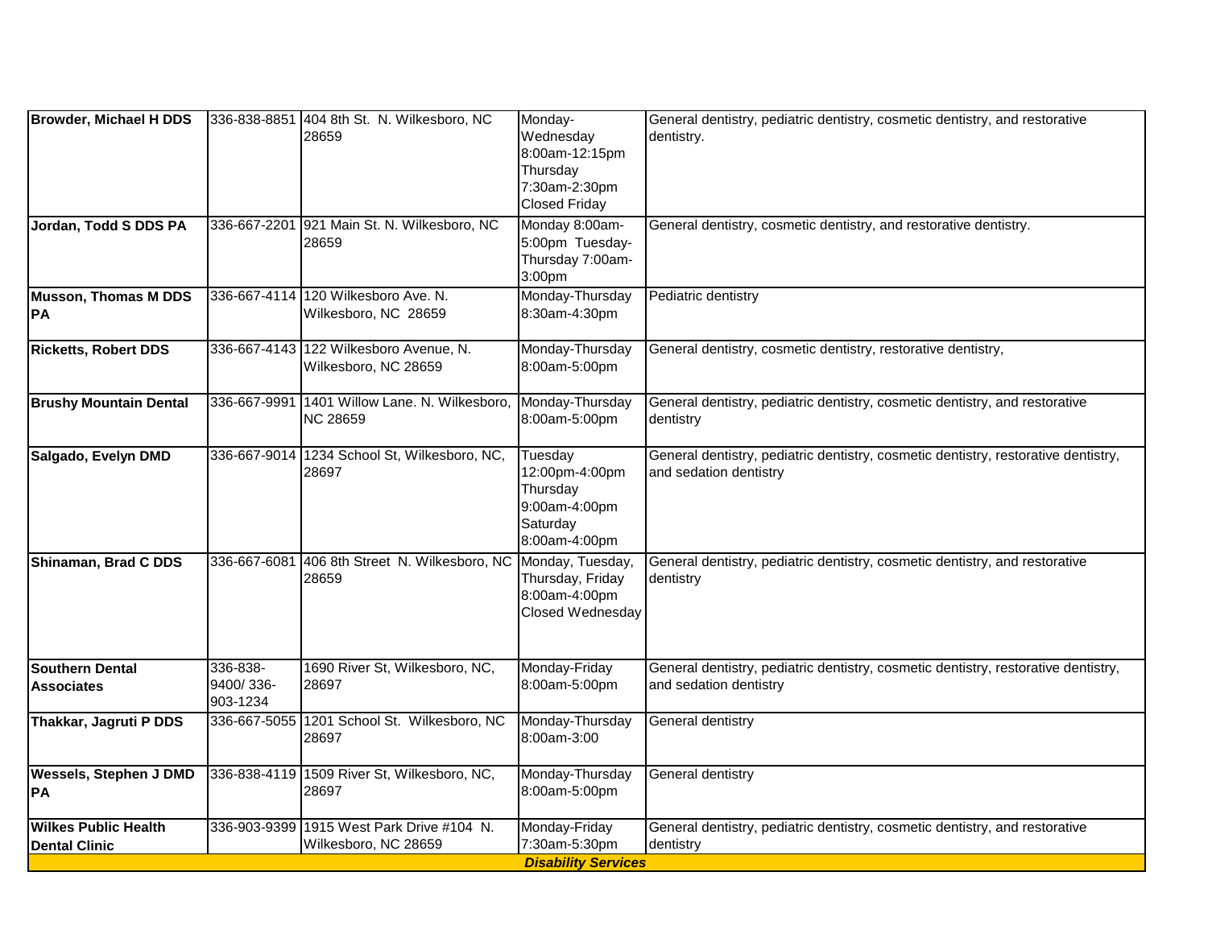| | | | | |
|---|---|---|---|---|
| **Browder, Michael H DDS** | 336-838-8851 | 404 8th St. N. Wilkesboro, NC 28659 | Monday-Wednesday 8:00am-12:15pm Thursday 7:30am-2:30pm Closed Friday | General dentistry, pediatric dentistry, cosmetic dentistry, and restorative dentistry. |
| **Jordan, Todd S DDS PA** | 336-667-2201 | 921 Main St. N. Wilkesboro, NC 28659 | Monday 8:00am-5:00pm Tuesday-Thursday 7:00am-3:00pm | General dentistry, cosmetic dentistry, and restorative dentistry. |
| **Musson, Thomas M DDS PA** | 336-667-4114 | 120 Wilkesboro Ave. N. Wilkesboro, NC 28659 | Monday-Thursday 8:30am-4:30pm | Pediatric dentistry |
| **Ricketts, Robert DDS** | 336-667-4143 | 122 Wilkesboro Avenue, N. Wilkesboro, NC 28659 | Monday-Thursday 8:00am-5:00pm | General dentistry, cosmetic dentistry, restorative dentistry, |
| **Brushy Mountain Dental** | 336-667-9991 | 1401 Willow Lane. N. Wilkesboro, NC 28659 | Monday-Thursday 8:00am-5:00pm | General dentistry, pediatric dentistry, cosmetic dentistry, and restorative dentistry |
| **Salgado, Evelyn DMD** | 336-667-9014 | 1234 School St, Wilkesboro, NC, 28697 | Tuesday 12:00pm-4:00pm Thursday 9:00am-4:00pm Saturday 8:00am-4:00pm | General dentistry, pediatric dentistry, cosmetic dentistry, restorative dentistry, and sedation dentistry |
| **Shinaman, Brad C DDS** | 336-667-6081 | 406 8th Street N. Wilkesboro, NC 28659 | Monday, Tuesday, Thursday, Friday 8:00am-4:00pm Closed Wednesday | General dentistry, pediatric dentistry, cosmetic dentistry, and restorative dentistry |
| **Southern Dental Associates** | 336-838-9400/ 336-903-1234 | 1690 River St, Wilkesboro, NC, 28697 | Monday-Friday 8:00am-5:00pm | General dentistry, pediatric dentistry, cosmetic dentistry, restorative dentistry, and sedation dentistry |
| **Thakkar, Jagruti P DDS** | 336-667-5055 | 1201 School St. Wilkesboro, NC 28697 | Monday-Thursday 8:00am-3:00 | General dentistry |
| **Wessels, Stephen J DMD PA** | 336-838-4119 | 1509 River St, Wilkesboro, NC, 28697 | Monday-Thursday 8:00am-5:00pm | General dentistry |
| **Wilkes Public Health Dental Clinic** | 336-903-9399 | 1915 West Park Drive #104 N. Wilkesboro, NC 28659 | Monday-Friday 7:30am-5:30pm | General dentistry, pediatric dentistry, cosmetic dentistry, and restorative dentistry |
| | | | ***Disability Services*** | |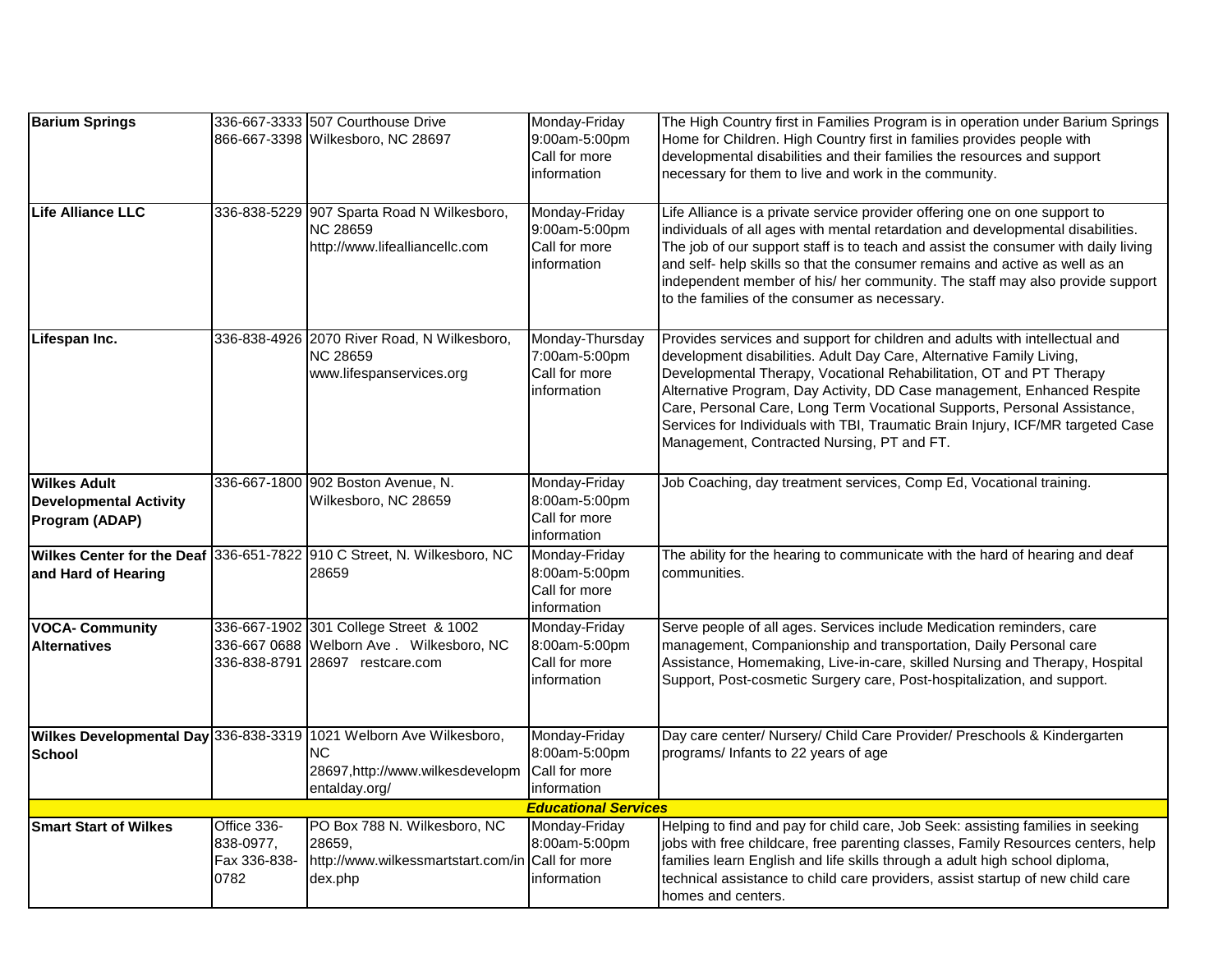| | | | | |
|---|---|---|---|---|
| **Barium Springs** | 336-667-3333 866-667-3398 | 507 Courthouse Drive Wilkesboro, NC 28697 | Monday-Friday 9:00am-5:00pm Call for more information | The High Country first in Families Program is in operation under Barium Springs Home for Children. High Country first in families provides people with developmental disabilities and their families the resources and support necessary for them to live and work in the community. |
| **Life Alliance LLC** | 336-838-5229 | 907 Sparta Road N Wilkesboro, NC 28659 http://www.lifealliancellc.com | Monday-Friday 9:00am-5:00pm Call for more information | Life Alliance is a private service provider offering one on one support to individuals of all ages with mental retardation and developmental disabilities. The job of our support staff is to teach and assist the consumer with daily living and self- help skills so that the consumer remains and active as well as an independent member of his/ her community. The staff may also provide support to the families of the consumer as necessary. |
| **Lifespan Inc.** | 336-838-4926 | 2070 River Road, N Wilkesboro, NC 28659 www.lifespanservices.org | Monday-Thursday 7:00am-5:00pm Call for more information | Provides services and support for children and adults with intellectual and development disabilities. Adult Day Care, Alternative Family Living, Developmental Therapy, Vocational Rehabilitation, OT and PT Therapy Alternative Program, Day Activity, DD Case management, Enhanced Respite Care, Personal Care, Long Term Vocational Supports, Personal Assistance, Services for Individuals with TBI, Traumatic Brain Injury, ICF/MR targeted Case Management, Contracted Nursing, PT and FT. |
| **Wilkes Adult Developmental Activity Program (ADAP)** | 336-667-1800 | 902 Boston Avenue, N. Wilkesboro, NC 28659 | Monday-Friday 8:00am-5:00pm Call for more information | Job Coaching, day treatment services, Comp Ed, Vocational training. |
| **Wilkes Center for the Deaf and Hard of Hearing** | 336-651-7822 | 910 C Street, N. Wilkesboro, NC 28659 | Monday-Friday 8:00am-5:00pm Call for more information | The ability for the hearing to communicate with the hard of hearing and deaf communities. |
| **VOCA- Community Alternatives** | 336-667-1902 336-667 0688 336-838-8791 | 301 College Street & 1002 Welborn Ave . Wilkesboro, NC 28697 restcare.com | Monday-Friday 8:00am-5:00pm Call for more information | Serve people of all ages. Services include Medication reminders, care management, Companionship and transportation, Daily Personal care Assistance, Homemaking, Live-in-care, skilled Nursing and Therapy, Hospital Support, Post-cosmetic Surgery care, Post-hospitalization, and support. |
| **Wilkes Developmental Day School** | 336-838-3319 | 1021 Welborn Ave Wilkesboro, NC 28697,http://www.wilkesdevelopmentalday.org/ | Monday-Friday 8:00am-5:00pm Call for more information | Day care center/ Nursery/ Child Care Provider/ Preschools & Kindergarten programs/ Infants to 22 years of age |
| | | | ***Educational Services*** | |
| **Smart Start of Wilkes** | Office 336-838-0977, Fax 336-838-0782 | PO Box 788 N. Wilkesboro, NC 28659, http://www.wilkessmartstart.com/index.php | Monday-Friday 8:00am-5:00pm Call for more information | Helping to find and pay for child care, Job Seek: assisting families in seeking jobs with free childcare, free parenting classes, Family Resources centers, help families learn English and life skills through a adult high school diploma, technical assistance to child care providers, assist startup of new child care homes and centers. |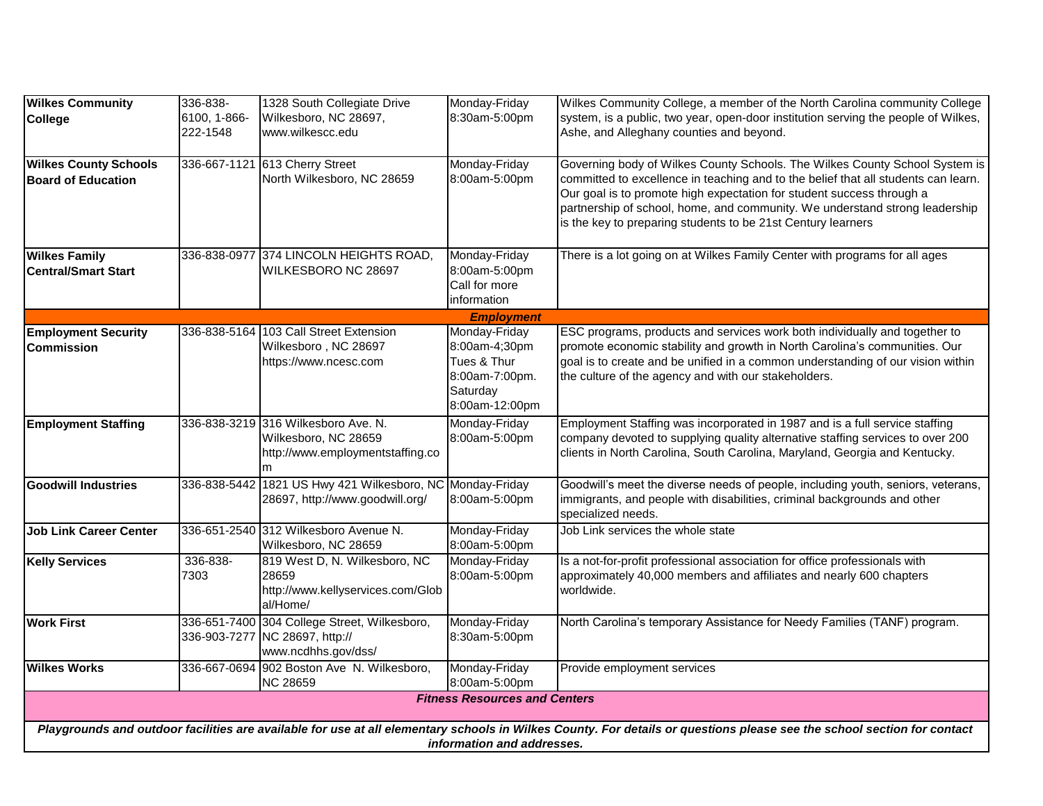| | | | | |
|---|---|---|---|---|
| **Wilkes Community College** | 336-838-6100, 1-866-222-1548 | 1328 South Collegiate Drive Wilkesboro, NC 28697, www.wilkescc.edu | Monday-Friday 8:30am-5:00pm | Wilkes Community College, a member of the North Carolina community College system, is a public, two year, open-door institution serving the people of Wilkes, Ashe, and Alleghany counties and beyond. |
| **Wilkes County Schools Board of Education** | 336-667-1121 | 613 Cherry Street North Wilkesboro, NC 28659 | Monday-Friday 8:00am-5:00pm | Governing body of Wilkes County Schools. The Wilkes County School System is committed to excellence in teaching and to the belief that all students can learn. Our goal is to promote high expectation for student success through a partnership of school, home, and community. We understand strong leadership is the key to preparing students to be 21st Century learners |
| **Wilkes Family Central/Smart Start** | 336-838-0977 | 374 LINCOLN HEIGHTS ROAD, WILKESBORO NC 28697 | Monday-Friday 8:00am-5:00pm Call for more information | There is a lot going on at Wilkes Family Center with programs for all ages |
| | | | ***Employment*** | |
| **Employment Security Commission** | 336-838-5164 | 103 Call Street Extension Wilkesboro , NC 28697 https://www.ncesc.com | Monday-Friday 8:00am-4;30pm Tues & Thur 8:00am-7:00pm. Saturday 8:00am-12:00pm | ESC programs, products and services work both individually and together to promote economic stability and growth in North Carolina's communities. Our goal is to create and be unified in a common understanding of our vision within the culture of the agency and with our stakeholders. |
| **Employment Staffing** | 336-838-3219 | 316 Wilkesboro Ave. N. Wilkesboro, NC 28659 http://www.employmentstaffing.com | Monday-Friday 8:00am-5:00pm | Employment Staffing was incorporated in 1987 and is a full service staffing company devoted to supplying quality alternative staffing services to over 200 clients in North Carolina, South Carolina, Maryland, Georgia and Kentucky. |
| **Goodwill Industries** | 336-838-5442 | 1821 US Hwy 421 Wilkesboro, NC 28697, http://www.goodwill.org/ | Monday-Friday 8:00am-5:00pm | Goodwill's meet the diverse needs of people, including youth, seniors, veterans, immigrants, and people with disabilities, criminal backgrounds and other specialized needs. |
| **Job Link Career Center** | 336-651-2540 | 312 Wilkesboro Avenue N. Wilkesboro, NC 28659 | Monday-Friday 8:00am-5:00pm | Job Link services the whole state |
| **Kelly Services** | 336-838-7303 | 819 West D, N. Wilkesboro, NC 28659 http://www.kellyservices.com/Global/Home/ | Monday-Friday 8:00am-5:00pm | Is a not-for-profit professional association for office professionals with approximately 40,000 members and affiliates and nearly 600 chapters worldwide. |
| **Work First** | 336-651-7400 336-903-7277 | 304 College Street, Wilkesboro, NC 28697, http:// www.ncdhhs.gov/dss/ | Monday-Friday 8:30am-5:00pm | North Carolina's temporary Assistance for Needy Families (TANF) program. |
| **Wilkes Works** | 336-667-0694 | 902 Boston Ave N. Wilkesboro, NC 28659 | Monday-Friday 8:00am-5:00pm | Provide employment services |
| | | | ***Fitness Resources and Centers*** | |

***Playgrounds and outdoor facilities are available for use at all elementary schools in Wilkes County. For details or questions please see the school section for contact information and addresses.***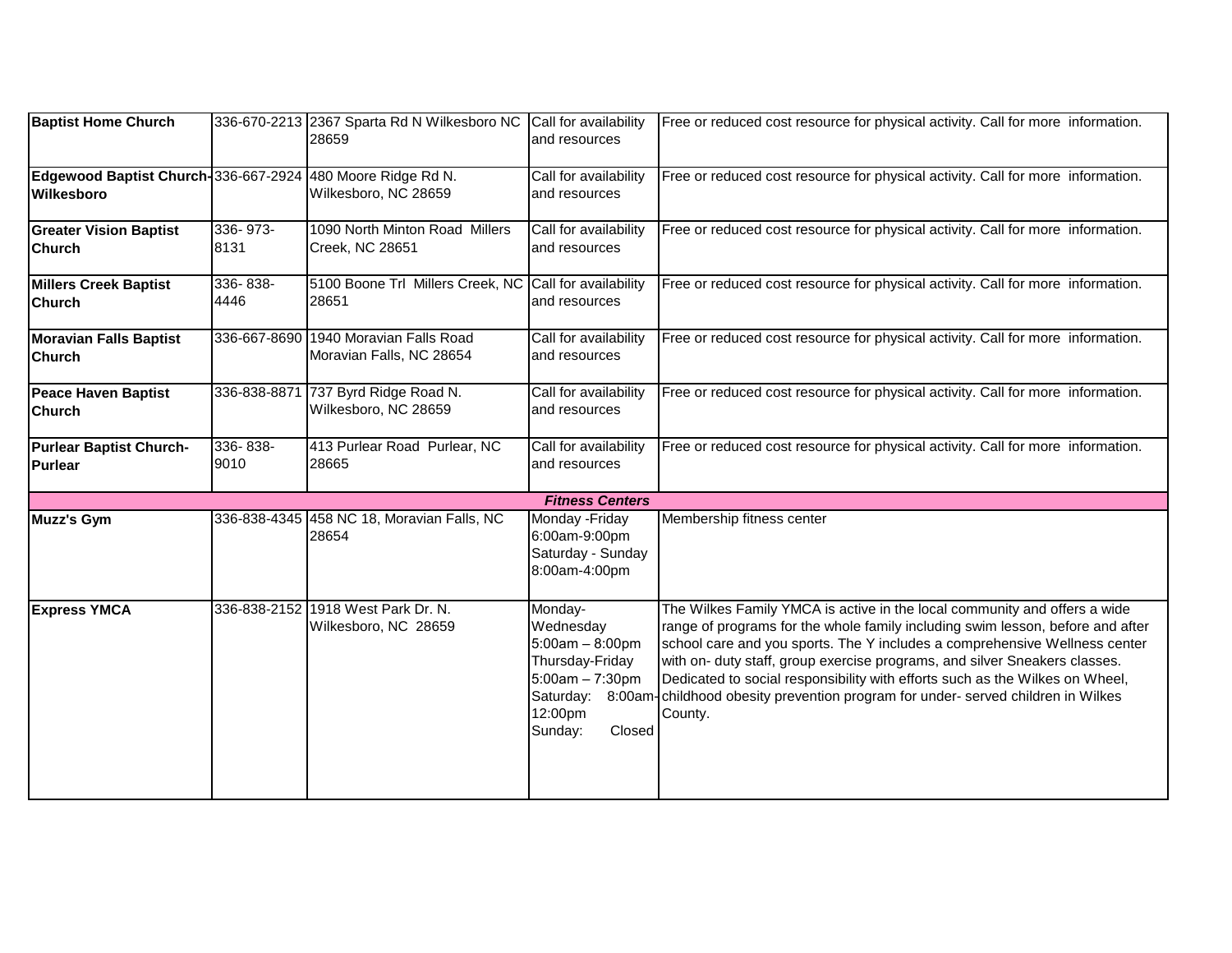| | | | | |
|---|---|---|---|---|
| **Baptist Home Church** | 336-670-2213 | 2367 Sparta Rd N Wilkesboro NC 28659 | Call for availability and resources | Free or reduced cost resource for physical activity. Call for more information. |
| **Edgewood Baptist Church-Wilkesboro** | 336-667-2924 | 480 Moore Ridge Rd N. Wilkesboro, NC 28659 | Call for availability and resources | Free or reduced cost resource for physical activity. Call for more information. |
| **Greater Vision Baptist Church** | 336- 973-8131 | 1090 North Minton Road Millers Creek, NC 28651 | Call for availability and resources | Free or reduced cost resource for physical activity. Call for more information. |
| **Millers Creek Baptist Church** | 336- 838-4446 | 5100 Boone Trl Millers Creek, NC 28651 | Call for availability and resources | Free or reduced cost resource for physical activity. Call for more information. |
| **Moravian Falls Baptist Church** | 336-667-8690 | 1940 Moravian Falls Road Moravian Falls, NC 28654 | Call for availability and resources | Free or reduced cost resource for physical activity. Call for more information. |
| **Peace Haven Baptist Church** | 336-838-8871 | 737 Byrd Ridge Road N. Wilkesboro, NC 28659 | Call for availability and resources | Free or reduced cost resource for physical activity. Call for more information. |
| **Purlear Baptist Church-Purlear** | 336- 838-9010 | 413 Purlear Road Purlear, NC 28665 | Call for availability and resources | Free or reduced cost resource for physical activity. Call for more information. |
| ***Fitness Centers*** | | | | |
| **Muzz's Gym** | 336-838-4345 | 458 NC 18, Moravian Falls, NC 28654 | Monday -Friday 6:00am-9:00pm Saturday - Sunday 8:00am-4:00pm | Membership fitness center |
| **Express YMCA** | 336-838-2152 | 1918 West Park Dr. N. Wilkesboro, NC 28659 | Monday-Wednesday 5:00am – 8:00pm Thursday-Friday 5:00am – 7:30pm Saturday: 8:00am-12:00pm Sunday: Closed | The Wilkes Family YMCA is active in the local community and offers a wide range of programs for the whole family including swim lesson, before and after school care and you sports. The Y includes a comprehensive Wellness center with on- duty staff, group exercise programs, and silver Sneakers classes. Dedicated to social responsibility with efforts such as the Wilkes on Wheel, childhood obesity prevention program for under- served children in Wilkes County. |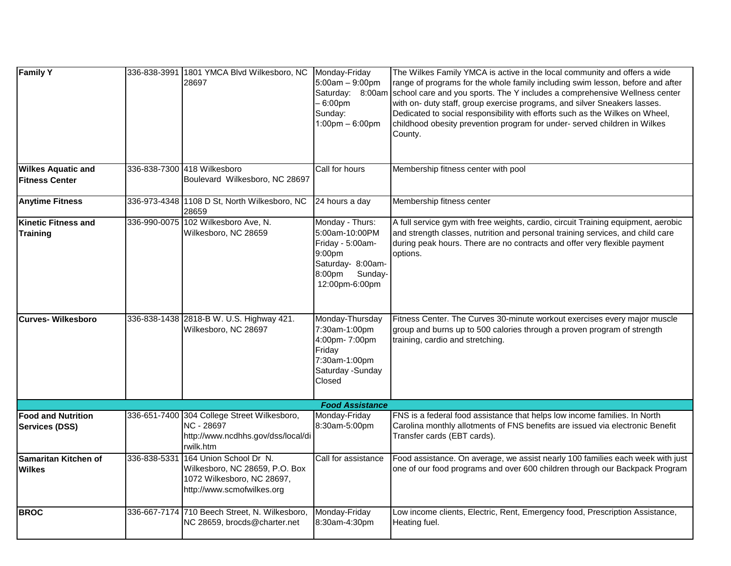| | | | | |
|---|---|---|---|---|
| **Family Y** | 336-838-3991 | 1801 YMCA Blvd Wilkesboro, NC 28697 | Monday-Friday 5:00am – 9:00pm Saturday: 8:00am – 6:00pm Sunday: 1:00pm – 6:00pm | The Wilkes Family YMCA is active in the local community and offers a wide range of programs for the whole family including swim lesson, before and after school care and you sports. The Y includes a comprehensive Wellness center with on- duty staff, group exercise programs, and silver Sneakers lasses. Dedicated to social responsibility with efforts such as the Wilkes on Wheel, childhood obesity prevention program for under- served children in Wilkes County. |
| **Wilkes Aquatic and Fitness Center** | 336-838-7300 | 418 Wilkesboro Boulevard Wilkesboro, NC 28697 | Call for hours | Membership fitness center with pool |
| **Anytime Fitness** | 336-973-4348 | 1108 D St, North Wilkesboro, NC 28659 | 24 hours a day | Membership fitness center |
| **Kinetic Fitness and Training** | 336-990-0075 | 102 Wilkesboro Ave, N. Wilkesboro, NC 28659 | Monday - Thurs: 5:00am-10:00PM Friday - 5:00am-9:00pm Saturday- 8:00am-8:00pm Sunday- 12:00pm-6:00pm | A full service gym with free weights, cardio, circuit Training equipment, aerobic and strength classes, nutrition and personal training services, and child care during peak hours. There are no contracts and offer very flexible payment options. |
| **Curves- Wilkesboro** | 336-838-1438 | 2818-B W. U.S. Highway 421. Wilkesboro, NC 28697 | Monday-Thursday 7:30am-1:00pm 4:00pm- 7:00pm Friday 7:30am-1:00pm Saturday -Sunday Closed | Fitness Center. The Curves 30-minute workout exercises every major muscle group and burns up to 500 calories through a proven program of strength training, cardio and stretching. |
| | | | ***Food Assistance*** | |
| **Food and Nutrition Services (DSS)** | 336-651-7400 | 304 College Street Wilkesboro, NC - 28697 http://www.ncdhhs.gov/dss/local/dirwilk.htm | Monday-Friday 8:30am-5:00pm | FNS is a federal food assistance that helps low income families. In North Carolina monthly allotments of FNS benefits are issued via electronic Benefit Transfer cards (EBT cards). |
| **Samaritan Kitchen of Wilkes** | 336-838-5331 | 164 Union School Dr N. Wilkesboro, NC 28659, P.O. Box 1072 Wilkesboro, NC 28697, http://www.scmofwilkes.org | Call for assistance | Food assistance. On average, we assist nearly 100 families each week with just one of our food programs and over 600 children through our Backpack Program |
| **BROC** | 336-667-7174 | 710 Beech Street, N. Wilkesboro, NC 28659, brocds@charter.net | Monday-Friday 8:30am-4:30pm | Low income clients, Electric, Rent, Emergency food, Prescription Assistance, Heating fuel. |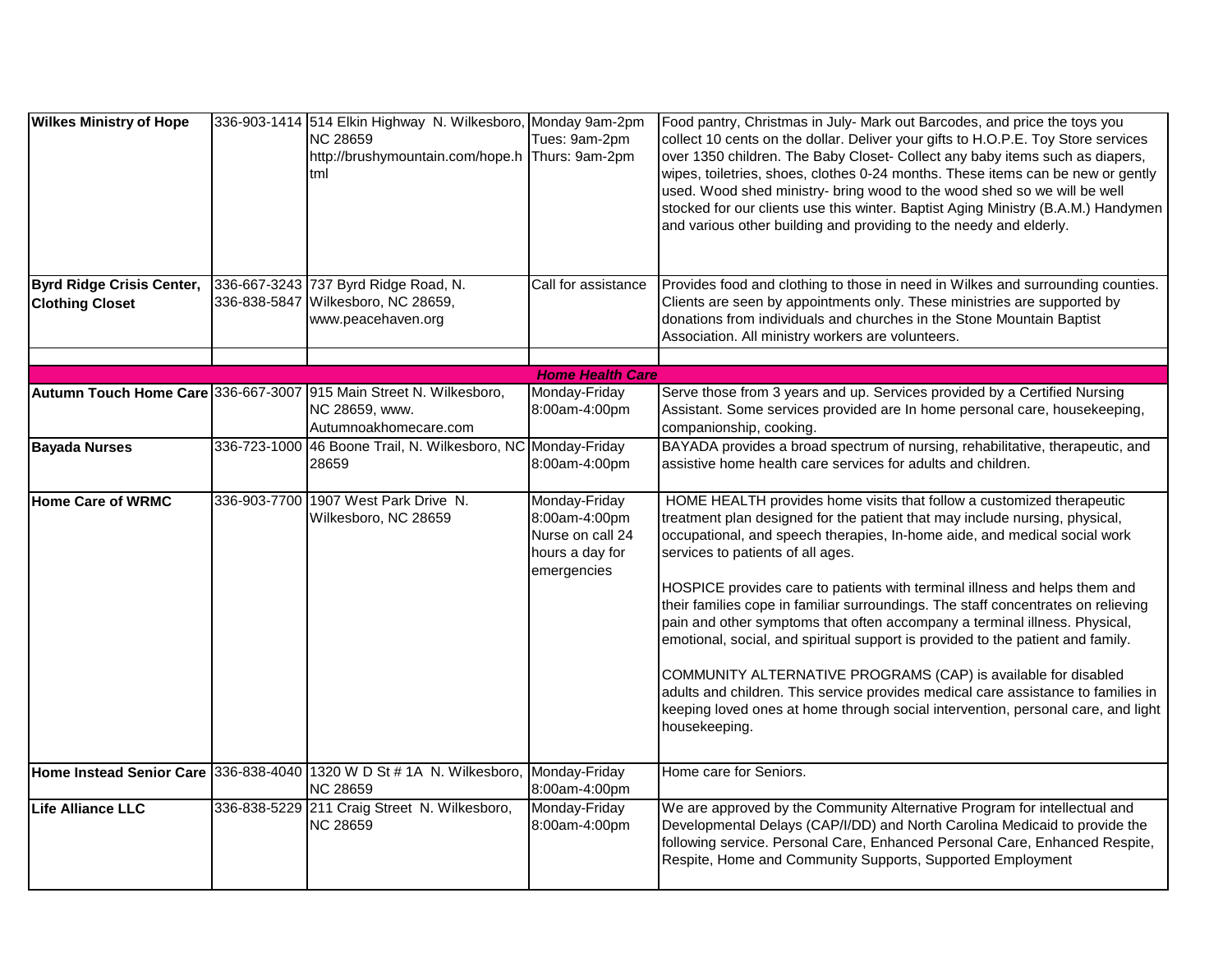| | | | | |
|---|---|---|---|---|
| **Wilkes Ministry of Hope** | 336-903-1414 | 514 Elkin Highway N. Wilkesboro, NC 28659 http://brushymountain.com/hope.html | Monday 9am-2pm Tues: 9am-2pm Thurs: 9am-2pm | Food pantry, Christmas in July- Mark out Barcodes, and price the toys you collect 10 cents on the dollar. Deliver your gifts to H.O.P.E. Toy Store services over 1350 children. The Baby Closet- Collect any baby items such as diapers, wipes, toiletries, shoes, clothes 0-24 months. These items can be new or gently used. Wood shed ministry- bring wood to the wood shed so we will be well stocked for our clients use this winter. Baptist Aging Ministry (B.A.M.) Handymen and various other building and providing to the needy and elderly. |
| **Byrd Ridge Crisis Center, Clothing Closet** | 336-667-3243 336-838-5847 | 737 Byrd Ridge Road, N. Wilkesboro, NC 28659, www.peacehaven.org | Call for assistance | Provides food and clothing to those in need in Wilkes and surrounding counties. Clients are seen by appointments only. These ministries are supported by donations from individuals and churches in the Stone Mountain Baptist Association. All ministry workers are volunteers. |
| | | | | |
| | | | ***Home Health Care*** | |
| **Autumn Touch Home Care** | 336-667-3007 | 915 Main Street N. Wilkesboro, NC 28659, www. Autumnoakhomecare.com | Monday-Friday 8:00am-4:00pm | Serve those from 3 years and up. Services provided by a Certified Nursing Assistant. Some services provided are In home personal care, housekeeping, companionship, cooking. |
| **Bayada Nurses** | 336-723-1000 | 46 Boone Trail, N. Wilkesboro, NC 28659 | Monday-Friday 8:00am-4:00pm | BAYADA provides a broad spectrum of nursing, rehabilitative, therapeutic, and assistive home health care services for adults and children. |
| **Home Care of WRMC** | 336-903-7700 | 1907 West Park Drive N. Wilkesboro, NC 28659 | Monday-Friday 8:00am-4:00pm Nurse on call 24 hours a day for emergencies | HOME HEALTH provides home visits that follow a customized therapeutic treatment plan designed for the patient that may include nursing, physical, occupational, and speech therapies, In-home aide, and medical social work services to patients of all ages.<br><br>HOSPICE provides care to patients with terminal illness and helps them and their families cope in familiar surroundings. The staff concentrates on relieving pain and other symptoms that often accompany a terminal illness. Physical, emotional, social, and spiritual support is provided to the patient and family.<br><br>COMMUNITY ALTERNATIVE PROGRAMS (CAP) is available for disabled adults and children. This service provides medical care assistance to families in keeping loved ones at home through social intervention, personal care, and light housekeeping. |
| **Home Instead Senior Care** | 336-838-4040 | 1320 W D St # 1A N. Wilkesboro, NC 28659 | Monday-Friday 8:00am-4:00pm | Home care for Seniors. |
| **Life Alliance LLC** | 336-838-5229 | 211 Craig Street N. Wilkesboro, NC 28659 | Monday-Friday 8:00am-4:00pm | We are approved by the Community Alternative Program for intellectual and Developmental Delays (CAP/I/DD) and North Carolina Medicaid to provide the following service. Personal Care, Enhanced Personal Care, Enhanced Respite, Respite, Home and Community Supports, Supported Employment |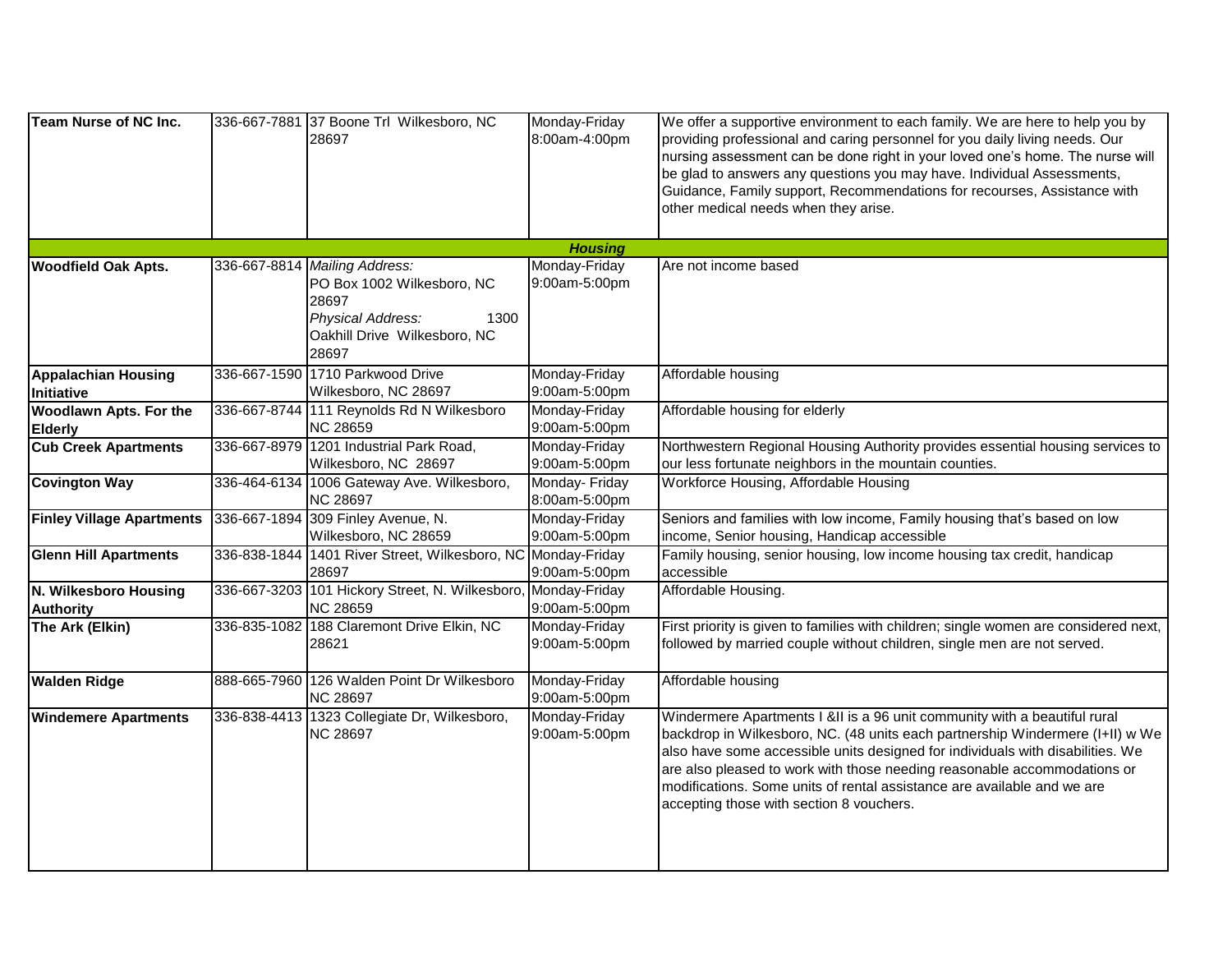| | | | | |
|---|---|---|---|---|
| **Team Nurse of NC Inc.** | 336-667-7881 | 37 Boone Trl Wilkesboro, NC 28697 | Monday-Friday 8:00am-4:00pm | We offer a supportive environment to each family. We are here to help you by providing professional and caring personnel for you daily living needs. Our nursing assessment can be done right in your loved one's home. The nurse will be glad to answers any questions you may have. Individual Assessments, Guidance, Family support, Recommendations for recourses, Assistance with other medical needs when they arise. |
| | | | ***Housing*** | |
| **Woodfield Oak Apts.** | 336-667-8814 | *Mailing Address:* PO Box 1002 Wilkesboro, NC 28697 *Physical Address:* 1300 Oakhill Drive Wilkesboro, NC 28697 | Monday-Friday 9:00am-5:00pm | Are not income based |
| **Appalachian Housing Initiative** | 336-667-1590 | 1710 Parkwood Drive Wilkesboro, NC 28697 | Monday-Friday 9:00am-5:00pm | Affordable housing |
| **Woodlawn Apts. For the Elderly** | 336-667-8744 | 111 Reynolds Rd N Wilkesboro NC 28659 | Monday-Friday 9:00am-5:00pm | Affordable housing for elderly |
| **Cub Creek Apartments** | 336-667-8979 | 1201 Industrial Park Road, Wilkesboro, NC 28697 | Monday-Friday 9:00am-5:00pm | Northwestern Regional Housing Authority provides essential housing services to our less fortunate neighbors in the mountain counties. |
| **Covington Way** | 336-464-6134 | 1006 Gateway Ave. Wilkesboro, NC 28697 | Monday- Friday 8:00am-5:00pm | Workforce Housing, Affordable Housing |
| **Finley Village Apartments** | 336-667-1894 | 309 Finley Avenue, N. Wilkesboro, NC 28659 | Monday-Friday 9:00am-5:00pm | Seniors and families with low income, Family housing that's based on low income, Senior housing, Handicap accessible |
| **Glenn Hill Apartments** | 336-838-1844 | 1401 River Street, Wilkesboro, NC 28697 | Monday-Friday 9:00am-5:00pm | Family housing, senior housing, low income housing tax credit, handicap accessible |
| **N. Wilkesboro Housing Authority** | 336-667-3203 | 101 Hickory Street, N. Wilkesboro, NC 28659 | Monday-Friday 9:00am-5:00pm | Affordable Housing. |
| **The Ark (Elkin)** | 336-835-1082 | 188 Claremont Drive Elkin, NC 28621 | Monday-Friday 9:00am-5:00pm | First priority is given to families with children; single women are considered next, followed by married couple without children, single men are not served. |
| **Walden Ridge** | 888-665-7960 | 126 Walden Point Dr Wilkesboro NC 28697 | Monday-Friday 9:00am-5:00pm | Affordable housing |
| **Windemere Apartments** | 336-838-4413 | 1323 Collegiate Dr, Wilkesboro, NC 28697 | Monday-Friday 9:00am-5:00pm | Windermere Apartments I &II is a 96 unit community with a beautiful rural backdrop in Wilkesboro, NC. (48 units each partnership Windermere (I+II) w We also have some accessible units designed for individuals with disabilities. We are also pleased to work with those needing reasonable accommodations or modifications. Some units of rental assistance are available and we are accepting those with section 8 vouchers. |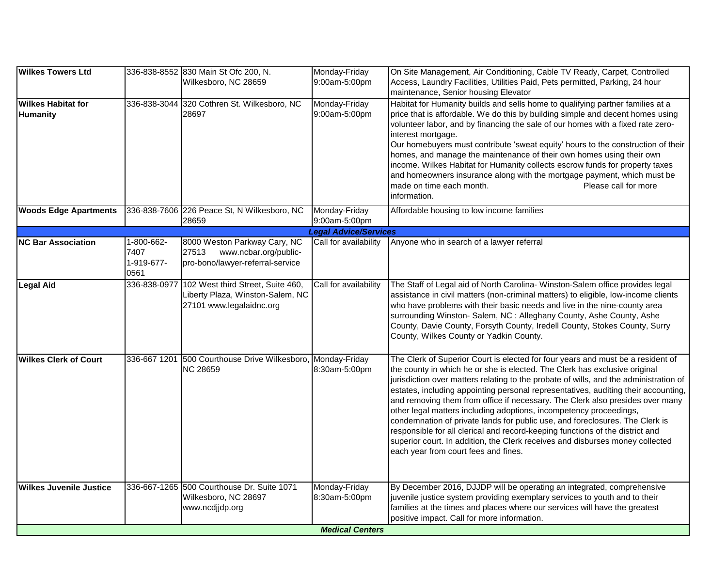| | | | | |
|---|---|---|---|---|
| **Wilkes Towers Ltd** | 336-838-8552 | 830 Main St Ofc 200, N. Wilkesboro, NC 28659 | Monday-Friday 9:00am-5:00pm | On Site Management, Air Conditioning, Cable TV Ready, Carpet, Controlled Access, Laundry Facilities, Utilities Paid, Pets permitted, Parking, 24 hour maintenance, Senior housing Elevator |
| **Wilkes Habitat for Humanity** | 336-838-3044 | 320 Cothren St. Wilkesboro, NC 28697 | Monday-Friday 9:00am-5:00pm | Habitat for Humanity builds and sells home to qualifying partner families at a price that is affordable. We do this by building simple and decent homes using volunteer labor, and by financing the sale of our homes with a fixed rate zero-interest mortgage. Our homebuyers must contribute 'sweat equity' hours to the construction of their homes, and manage the maintenance of their own homes using their own income. Wilkes Habitat for Humanity collects escrow funds for property taxes and homeowners insurance along with the mortgage payment, which must be made on time each month. Please call for more information. |
| **Woods Edge Apartments** | 336-838-7606 | 226 Peace St, N Wilkesboro, NC 28659 | Monday-Friday 9:00am-5:00pm | Affordable housing to low income families |
| | | | ***Legal Advice/Services*** | |
| **NC Bar Association** | 1-800-662-7407 1-919-677-0561 | 8000 Weston Parkway Cary, NC 27513 www.ncbar.org/public-pro-bono/lawyer-referral-service | Call for availability | Anyone who in search of a lawyer referral |
| **Legal Aid** | 336-838-0977 | 102 West third Street, Suite 460, Liberty Plaza, Winston-Salem, NC 27101 www.legalaidnc.org | Call for availability | The Staff of Legal aid of North Carolina- Winston-Salem office provides legal assistance in civil matters (non-criminal matters) to eligible, low-income clients who have problems with their basic needs and live in the nine-county area surrounding Winston- Salem, NC : Alleghany County, Ashe County, Ashe County, Davie County, Forsyth County, Iredell County, Stokes County, Surry County, Wilkes County or Yadkin County. |
| **Wilkes Clerk of Court** | 336-667 1201 | 500 Courthouse Drive Wilkesboro, NC 28659 | Monday-Friday 8:30am-5:00pm | The Clerk of Superior Court is elected for four years and must be a resident of the county in which he or she is elected. The Clerk has exclusive original jurisdiction over matters relating to the probate of wills, and the administration of estates, including appointing personal representatives, auditing their accounting, and removing them from office if necessary. The Clerk also presides over many other legal matters including adoptions, incompetency proceedings, condemnation of private lands for public use, and foreclosures. The Clerk is responsible for all clerical and record-keeping functions of the district and superior court. In addition, the Clerk receives and disburses money collected each year from court fees and fines. |
| **Wilkes Juvenile Justice** | 336-667-1265 | 500 Courthouse Dr. Suite 1071 Wilkesboro, NC 28697 www.ncdjjdp.org | Monday-Friday 8:30am-5:00pm | By December 2016, DJJDP will be operating an integrated, comprehensive juvenile justice system providing exemplary services to youth and to their families at the times and places where our services will have the greatest positive impact. Call for more information. |
| | | | ***Medical Centers*** | |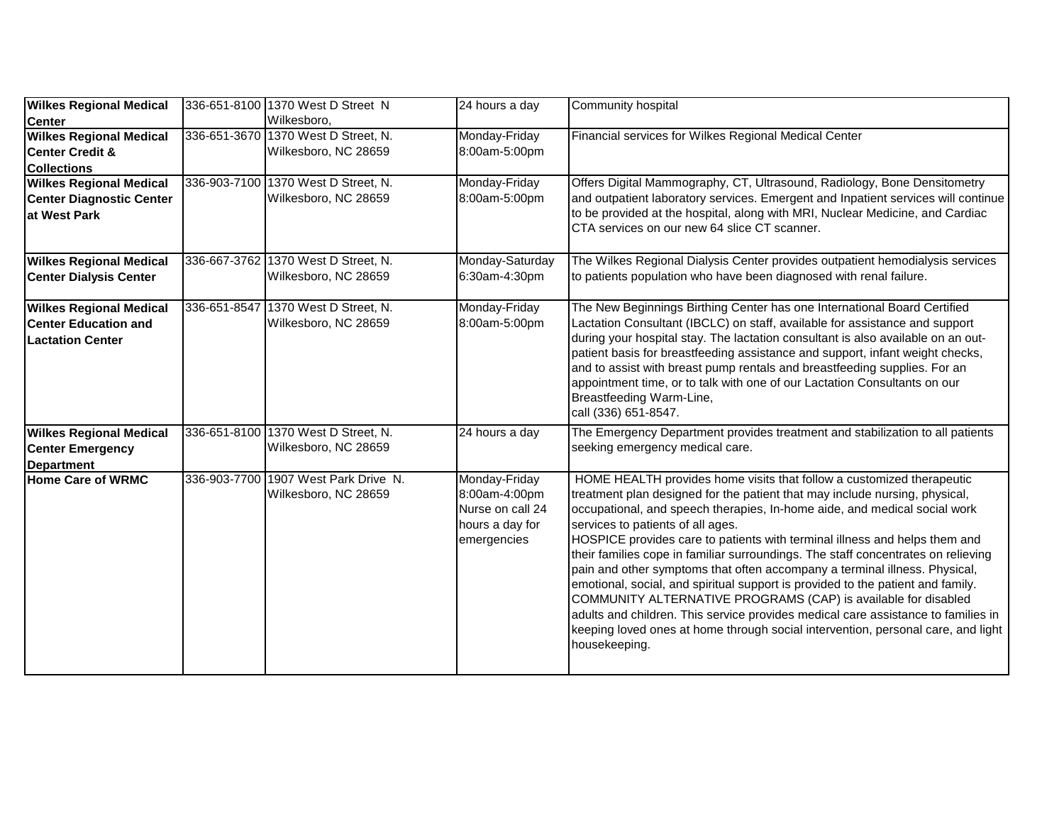| **Wilkes Regional Medical Center** | 336-651-8100 | 1370 West D Street N Wilkesboro, | 24 hours a day | Community hospital |
|---|---|---|---|---|
| **Wilkes Regional Medical Center Credit & Collections** | 336-651-3670 | 1370 West D Street, N. Wilkesboro, NC 28659 | Monday-Friday 8:00am-5:00pm | Financial services for Wilkes Regional Medical Center |
| **Wilkes Regional Medical Center Diagnostic Center at West Park** | 336-903-7100 | 1370 West D Street, N. Wilkesboro, NC 28659 | Monday-Friday 8:00am-5:00pm | Offers Digital Mammography, CT, Ultrasound, Radiology, Bone Densitometry and outpatient laboratory services. Emergent and Inpatient services will continue to be provided at the hospital, along with MRI, Nuclear Medicine, and Cardiac CTA services on our new 64 slice CT scanner. |
| **Wilkes Regional Medical Center Dialysis Center** | 336-667-3762 | 1370 West D Street, N. Wilkesboro, NC 28659 | Monday-Saturday 6:30am-4:30pm | The Wilkes Regional Dialysis Center provides outpatient hemodialysis services to patients population who have been diagnosed with renal failure. |
| **Wilkes Regional Medical Center Education and Lactation Center** | 336-651-8547 | 1370 West D Street, N. Wilkesboro, NC 28659 | Monday-Friday 8:00am-5:00pm | The New Beginnings Birthing Center has one International Board Certified Lactation Consultant (IBCLC) on staff, available for assistance and support during your hospital stay. The lactation consultant is also available on an out-patient basis for breastfeeding assistance and support, infant weight checks, and to assist with breast pump rentals and breastfeeding supplies. For an appointment time, or to talk with one of our Lactation Consultants on our Breastfeeding Warm-Line, call (336) 651-8547. |
| **Wilkes Regional Medical Center Emergency Department** | 336-651-8100 | 1370 West D Street, N. Wilkesboro, NC 28659 | 24 hours a day | The Emergency Department provides treatment and stabilization to all patients seeking emergency medical care. |
| **Home Care of WRMC** | 336-903-7700 | 1907 West Park Drive N. Wilkesboro, NC 28659 | Monday-Friday 8:00am-4:00pm Nurse on call 24 hours a day for emergencies | HOME HEALTH provides home visits that follow a customized therapeutic treatment plan designed for the patient that may include nursing, physical, occupational, and speech therapies, In-home aide, and medical social work services to patients of all ages. HOSPICE provides care to patients with terminal illness and helps them and their families cope in familiar surroundings. The staff concentrates on relieving pain and other symptoms that often accompany a terminal illness. Physical, emotional, social, and spiritual support is provided to the patient and family. COMMUNITY ALTERNATIVE PROGRAMS (CAP) is available for disabled adults and children. This service provides medical care assistance to families in keeping loved ones at home through social intervention, personal care, and light housekeeping. |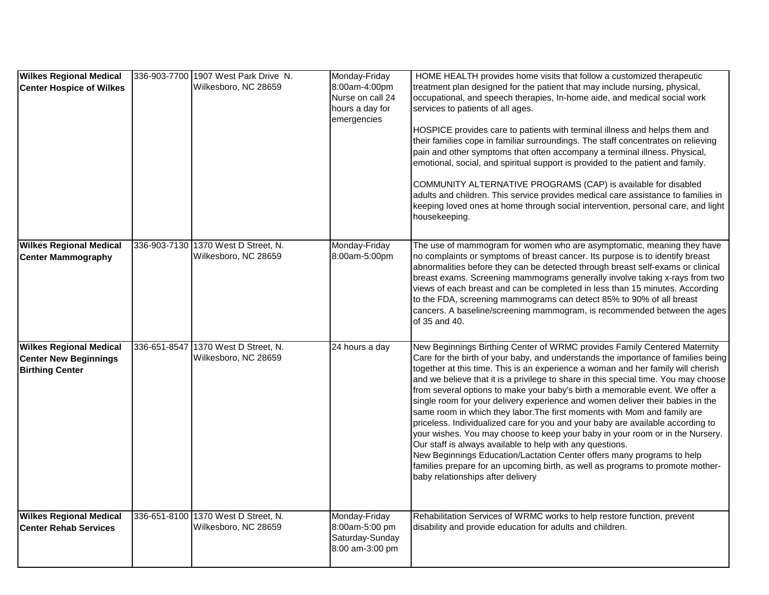| | | | | |
|---|---|---|---|---|
| **Wilkes Regional Medical Center Hospice of Wilkes** | 336-903-7700 | 1907 West Park Drive N. Wilkesboro, NC 28659 | Monday-Friday 8:00am-4:00pm Nurse on call 24 hours a day for emergencies | HOME HEALTH provides home visits that follow a customized therapeutic treatment plan designed for the patient that may include nursing, physical, occupational, and speech therapies, In-home aide, and medical social work services to patients of all ages.<br><br>HOSPICE provides care to patients with terminal illness and helps them and their families cope in familiar surroundings. The staff concentrates on relieving pain and other symptoms that often accompany a terminal illness. Physical, emotional, social, and spiritual support is provided to the patient and family.<br><br>COMMUNITY ALTERNATIVE PROGRAMS (CAP) is available for disabled adults and children. This service provides medical care assistance to families in keeping loved ones at home through social intervention, personal care, and light housekeeping. |
| **Wilkes Regional Medical Center Mammography** | 336-903-7130 | 1370 West D Street, N. Wilkesboro, NC 28659 | Monday-Friday 8:00am-5:00pm | The use of mammogram for women who are asymptomatic, meaning they have no complaints or symptoms of breast cancer. Its purpose is to identify breast abnormalities before they can be detected through breast self-exams or clinical breast exams. Screening mammograms generally involve taking x-rays from two views of each breast and can be completed in less than 15 minutes. According to the FDA, screening mammograms can detect 85% to 90% of all breast cancers. A baseline/screening mammogram, is recommended between the ages of 35 and 40. |
| **Wilkes Regional Medical Center New Beginnings Birthing Center** | 336-651-8547 | 1370 West D Street, N. Wilkesboro, NC 28659 | 24 hours a day | New Beginnings Birthing Center of WRMC provides Family Centered Maternity Care for the birth of your baby, and understands the importance of families being together at this time. This is an experience a woman and her family will cherish and we believe that it is a privilege to share in this special time. You may choose from several options to make your baby's birth a memorable event. We offer a single room for your delivery experience and women deliver their babies in the same room in which they labor.The first moments with Mom and family are priceless. Individualized care for you and your baby are available according to your wishes. You may choose to keep your baby in your room or in the Nursery. Our staff is always available to help with any questions.<br>New Beginnings Education/Lactation Center offers many programs to help families prepare for an upcoming birth, as well as programs to promote mother-baby relationships after delivery |
| **Wilkes Regional Medical Center Rehab Services** | 336-651-8100 | 1370 West D Street, N. Wilkesboro, NC 28659 | Monday-Friday 8:00am-5:00 pm Saturday-Sunday 8:00 am-3:00 pm | Rehabilitation Services of WRMC works to help restore function, prevent disability and provide education for adults and children. |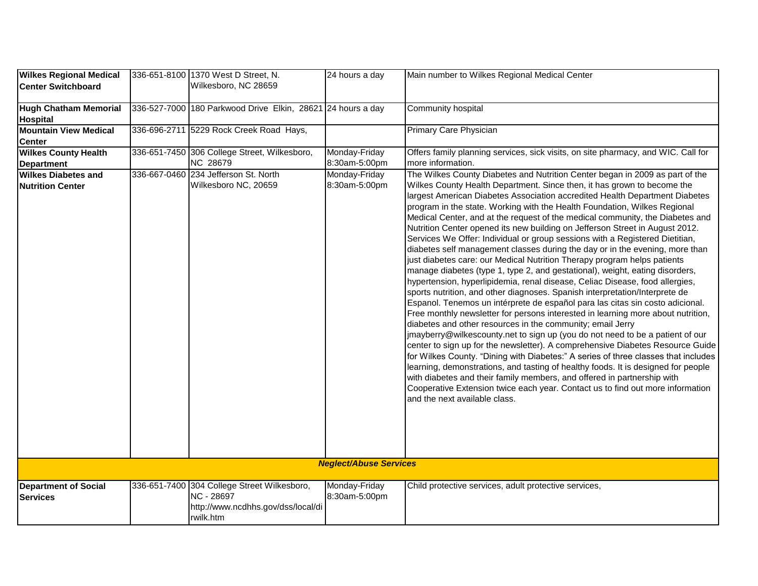| | | | | |
|---|---|---|---|---|
| **Wilkes Regional Medical Center Switchboard** | 336-651-8100 | 1370 West D Street, N. Wilkesboro, NC 28659 | 24 hours a day | Main number to Wilkes Regional Medical Center |
| **Hugh Chatham Memorial Hospital** | 336-527-7000 | 180 Parkwood Drive Elkin, 28621 | 24 hours a day | Community hospital |
| **Mountain View Medical Center** | 336-696-2711 | 5229 Rock Creek Road Hays, | | Primary Care Physician |
| **Wilkes County Health Department** | 336-651-7450 | 306 College Street, Wilkesboro, NC 28679 | Monday-Friday 8:30am-5:00pm | Offers family planning services, sick visits, on site pharmacy, and WIC. Call for more information. |
| **Wilkes Diabetes and Nutrition Center** | 336-667-0460 | 234 Jefferson St. North Wilkesboro NC, 20659 | Monday-Friday 8:30am-5:00pm | The Wilkes County Diabetes and Nutrition Center began in 2009 as part of the Wilkes County Health Department. Since then, it has grown to become the largest American Diabetes Association accredited Health Department Diabetes program in the state. Working with the Health Foundation, Wilkes Regional Medical Center, and at the request of the medical community, the Diabetes and Nutrition Center opened its new building on Jefferson Street in August 2012. Services We Offer: Individual or group sessions with a Registered Dietitian, diabetes self management classes during the day or in the evening, more than just diabetes care: our Medical Nutrition Therapy program helps patients manage diabetes (type 1, type 2, and gestational), weight, eating disorders, hypertension, hyperlipidemia, renal disease, Celiac Disease, food allergies, sports nutrition, and other diagnoses. Spanish interpretation/Interprete de Espanol. Tenemos un intérprete de español para las citas sin costo adicional. Free monthly newsletter for persons interested in learning more about nutrition, diabetes and other resources in the community; email Jerry jmayberry@wilkescounty.net to sign up (you do not need to be a patient of our center to sign up for the newsletter). A comprehensive Diabetes Resource Guide for Wilkes County. "Dining with Diabetes:" A series of three classes that includes learning, demonstrations, and tasting of healthy foods. It is designed for people with diabetes and their family members, and offered in partnership with Cooperative Extension twice each year. Contact us to find out more information and the next available class. |
| | | ***Neglect/Abuse Services*** | | |
| **Department of Social Services** | 336-651-7400 | 304 College Street Wilkesboro, NC - 28697 http://www.ncdhhs.gov/dss/local/dirwilk.htm | Monday-Friday 8:30am-5:00pm | Child protective services, adult protective services, |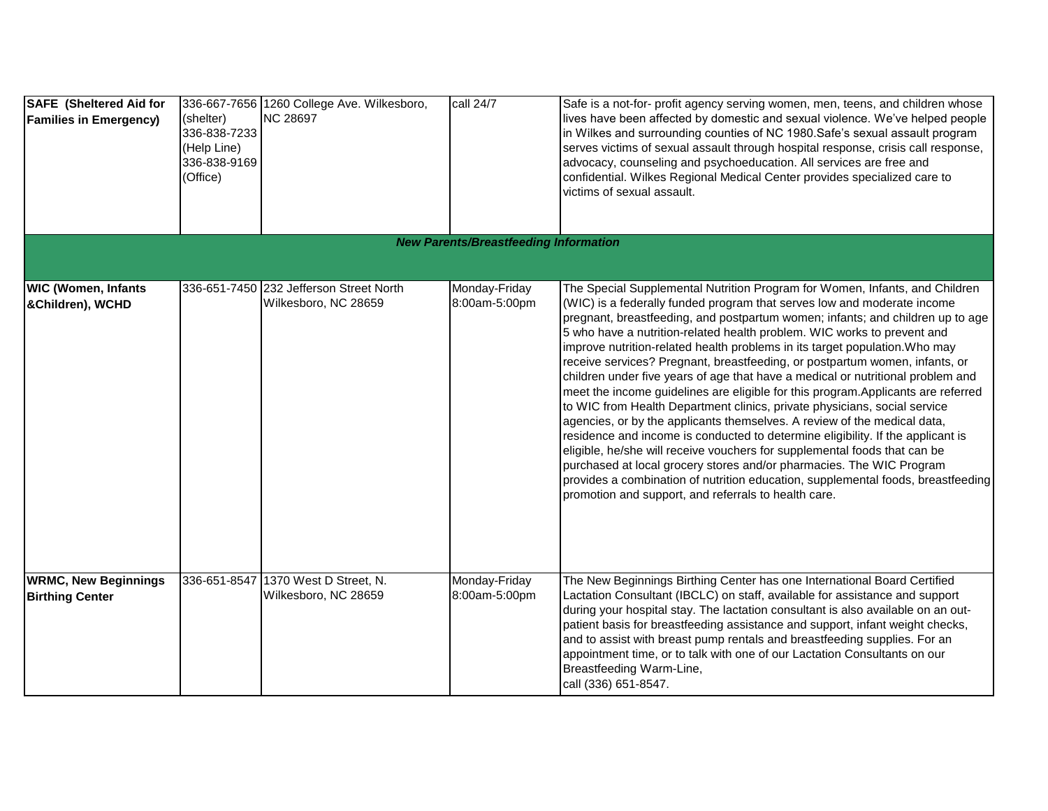| | | | | |
|---|---|---|---|---|
| **SAFE (Sheltered Aid for Families in Emergency)** | 336-667-7656 (shelter) 336-838-7233 (Help Line) 336-838-9169 (Office) | 1260 College Ave. Wilkesboro, NC 28697 | call 24/7 | Safe is a not-for- profit agency serving women, men, teens, and children whose lives have been affected by domestic and sexual violence. We've helped people in Wilkes and surrounding counties of NC 1980.Safe's sexual assault program serves victims of sexual assault through hospital response, crisis call response, advocacy, counseling and psychoeducation. All services are free and confidential. Wilkes Regional Medical Center provides specialized care to victims of sexual assault. |
| | | ***New Parents/Breastfeeding Information*** | | |
| **WIC (Women, Infants &Children), WCHD** | 336-651-7450 | 232 Jefferson Street North Wilkesboro, NC 28659 | Monday-Friday 8:00am-5:00pm | The Special Supplemental Nutrition Program for Women, Infants, and Children (WIC) is a federally funded program that serves low and moderate income pregnant, breastfeeding, and postpartum women; infants; and children up to age 5 who have a nutrition-related health problem. WIC works to prevent and improve nutrition-related health problems in its target population.Who may receive services? Pregnant, breastfeeding, or postpartum women, infants, or children under five years of age that have a medical or nutritional problem and meet the income guidelines are eligible for this program.Applicants are referred to WIC from Health Department clinics, private physicians, social service agencies, or by the applicants themselves. A review of the medical data, residence and income is conducted to determine eligibility. If the applicant is eligible, he/she will receive vouchers for supplemental foods that can be purchased at local grocery stores and/or pharmacies. The WIC Program provides a combination of nutrition education, supplemental foods, breastfeeding promotion and support, and referrals to health care. |
| **WRMC, New Beginnings Birthing Center** | 336-651-8547 | 1370 West D Street, N. Wilkesboro, NC 28659 | Monday-Friday 8:00am-5:00pm | The New Beginnings Birthing Center has one International Board Certified Lactation Consultant (IBCLC) on staff, available for assistance and support during your hospital stay. The lactation consultant is also available on an out-patient basis for breastfeeding assistance and support, infant weight checks, and to assist with breast pump rentals and breastfeeding supplies. For an appointment time, or to talk with one of our Lactation Consultants on our Breastfeeding Warm-Line, call (336) 651-8547. |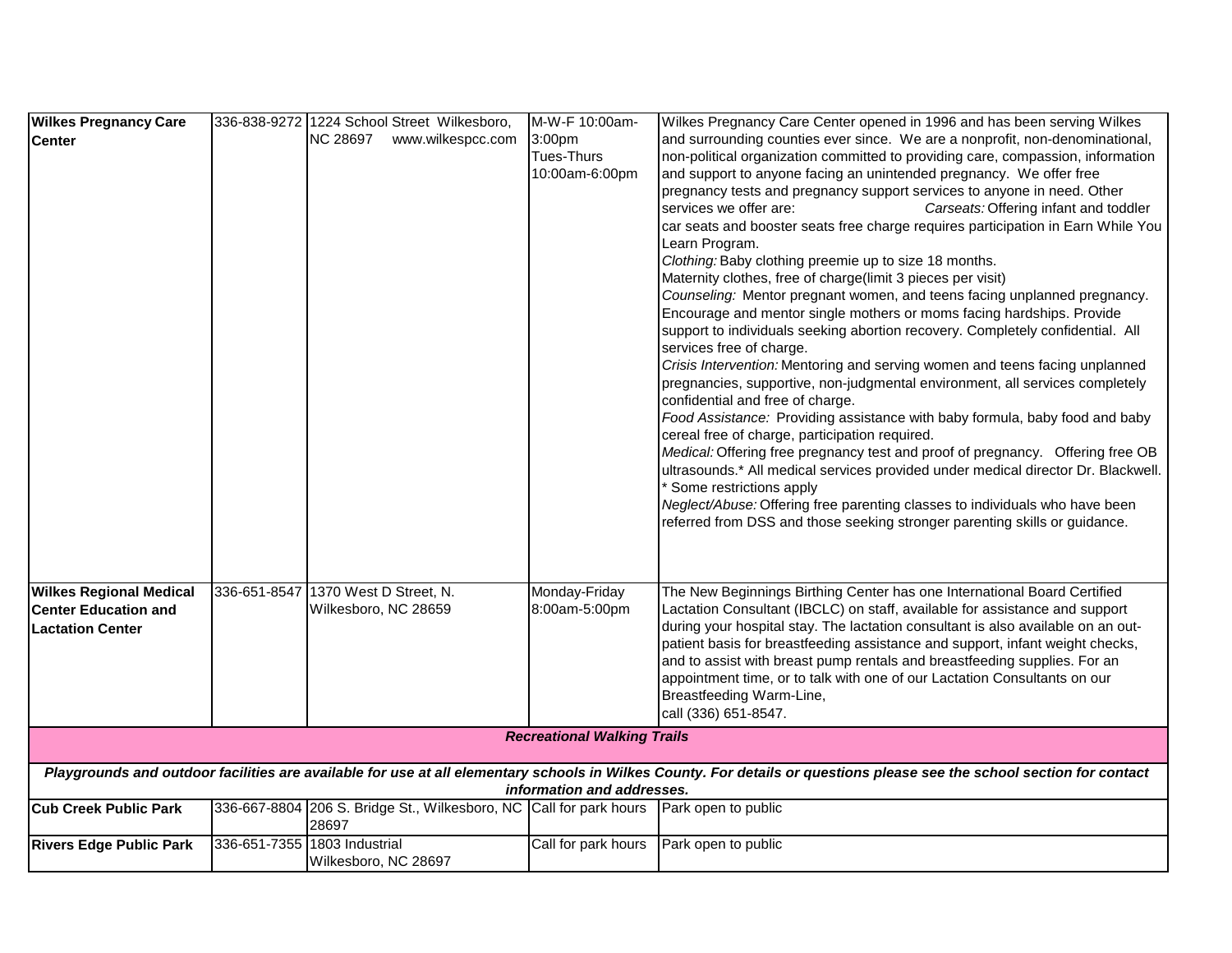| | | | | |
|---|---|---|---|---|
| **Wilkes Pregnancy Care Center** | 336-838-9272 | 1224 School Street Wilkesboro, NC 28697 www.wilkespcc.com | M-W-F 10:00am-3:00pm Tues-Thurs 10:00am-6:00pm | Wilkes Pregnancy Care Center opened in 1996 and has been serving Wilkes and surrounding counties ever since. We are a nonprofit, non-denominational, non-political organization committed to providing care, compassion, information and support to anyone facing an unintended pregnancy. We offer free pregnancy tests and pregnancy support services to anyone in need. Other services we offer are: *Carseats:* Offering infant and toddler car seats and booster seats free charge requires participation in Earn While You Learn Program. *Clothing:* Baby clothing preemie up to size 18 months. Maternity clothes, free of charge(limit 3 pieces per visit) *Counseling:* Mentor pregnant women, and teens facing unplanned pregnancy. Encourage and mentor single mothers or moms facing hardships. Provide support to individuals seeking abortion recovery. Completely confidential. All services free of charge. *Crisis Intervention:* Mentoring and serving women and teens facing unplanned pregnancies, supportive, non-judgmental environment, all services completely confidential and free of charge. *Food Assistance:* Providing assistance with baby formula, baby food and baby cereal free of charge, participation required. *Medical:* Offering free pregnancy test and proof of pregnancy. Offering free OB ultrasounds.* All medical services provided under medical director Dr. Blackwell. * Some restrictions apply *Neglect/Abuse:* Offering free parenting classes to individuals who have been referred from DSS and those seeking stronger parenting skills or guidance. |
| **Wilkes Regional Medical Center Education and Lactation Center** | 336-651-8547 | 1370 West D Street, N. Wilkesboro, NC 28659 | Monday-Friday 8:00am-5:00pm | The New Beginnings Birthing Center has one International Board Certified Lactation Consultant (IBCLC) on staff, available for assistance and support during your hospital stay. The lactation consultant is also available on an out-patient basis for breastfeeding assistance and support, infant weight checks, and to assist with breast pump rentals and breastfeeding supplies. For an appointment time, or to talk with one of our Lactation Consultants on our Breastfeeding Warm-Line, call (336) 651-8547. |
| ***Recreational Walking Trails*** | | | | |
| ***Playgrounds and outdoor facilities are available for use at all elementary schools in Wilkes County. For details or questions please see the school section for contact information and addresses.*** | | | | |
| **Cub Creek Public Park** | 336-667-8804 | 206 S. Bridge St., Wilkesboro, NC 28697 | Call for park hours | Park open to public |
| **Rivers Edge Public Park** | 336-651-7355 | 1803 Industrial Wilkesboro, NC 28697 | Call for park hours | Park open to public |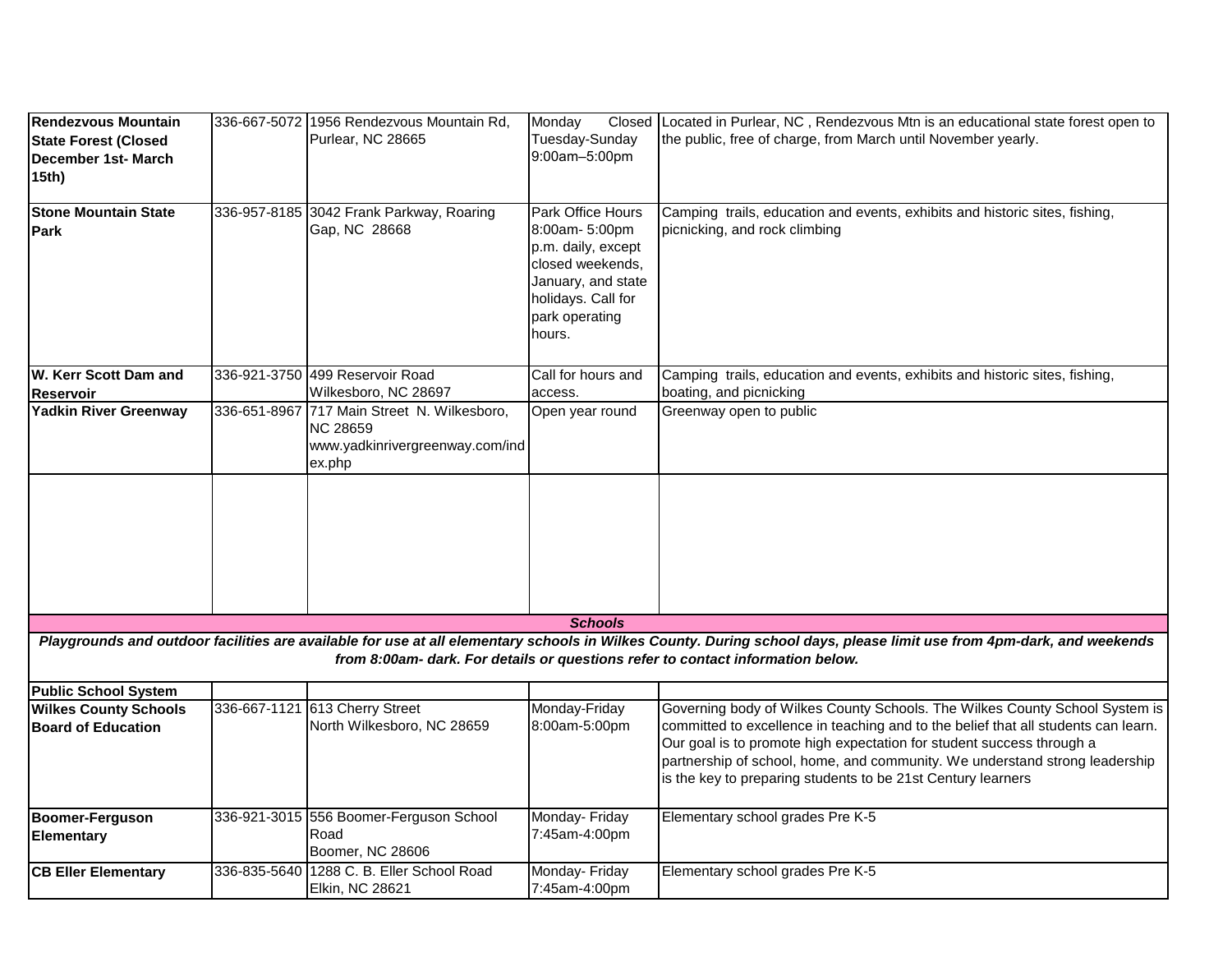| | | | | |
|---|---|---|---|---|
| **Rendezvous Mountain State Forest (Closed December 1st- March 15th)** | 336-667-5072 | 1956 Rendezvous Mountain Rd, Purlear, NC 28665 | Monday Closed Tuesday-Sunday 9:00am–5:00pm | Located in Purlear, NC , Rendezvous Mtn is an educational state forest open to the public, free of charge, from March until November yearly. |
| **Stone Mountain State Park** | 336-957-8185 | 3042 Frank Parkway, Roaring Gap, NC 28668 | Park Office Hours 8:00am- 5:00pm p.m. daily, except closed weekends, January, and state holidays. Call for park operating hours. | Camping trails, education and events, exhibits and historic sites, fishing, picnicking, and rock climbing |
| **W. Kerr Scott Dam and Reservoir** | 336-921-3750 | 499 Reservoir Road Wilkesboro, NC 28697 | Call for hours and access. | Camping trails, education and events, exhibits and historic sites, fishing, boating, and picnicking |
| **Yadkin River Greenway** | 336-651-8967 | 717 Main Street N. Wilkesboro, NC 28659 www.yadkinrivergreenway.com/index.php | Open year round | Greenway open to public |
| | | | | |

***Schools***

***Playgrounds and outdoor facilities are available for use at all elementary schools in Wilkes County. During school days, please limit use from 4pm-dark, and weekends from 8:00am- dark. For details or questions refer to contact information below.***

| | | | | |
|---|---|---|---|---|
| **Public School System** | | | | |
| **Wilkes County Schools Board of Education** | 336-667-1121 | 613 Cherry Street North Wilkesboro, NC 28659 | Monday-Friday 8:00am-5:00pm | Governing body of Wilkes County Schools. The Wilkes County School System is committed to excellence in teaching and to the belief that all students can learn. Our goal is to promote high expectation for student success through a partnership of school, home, and community. We understand strong leadership is the key to preparing students to be 21st Century learners |
| **Boomer-Ferguson Elementary** | 336-921-3015 | 556 Boomer-Ferguson School Road Boomer, NC 28606 | Monday- Friday 7:45am-4:00pm | Elementary school grades Pre K-5 |
| **CB Eller Elementary** | 336-835-5640 | 1288 C. B. Eller School Road Elkin, NC 28621 | Monday- Friday 7:45am-4:00pm | Elementary school grades Pre K-5 |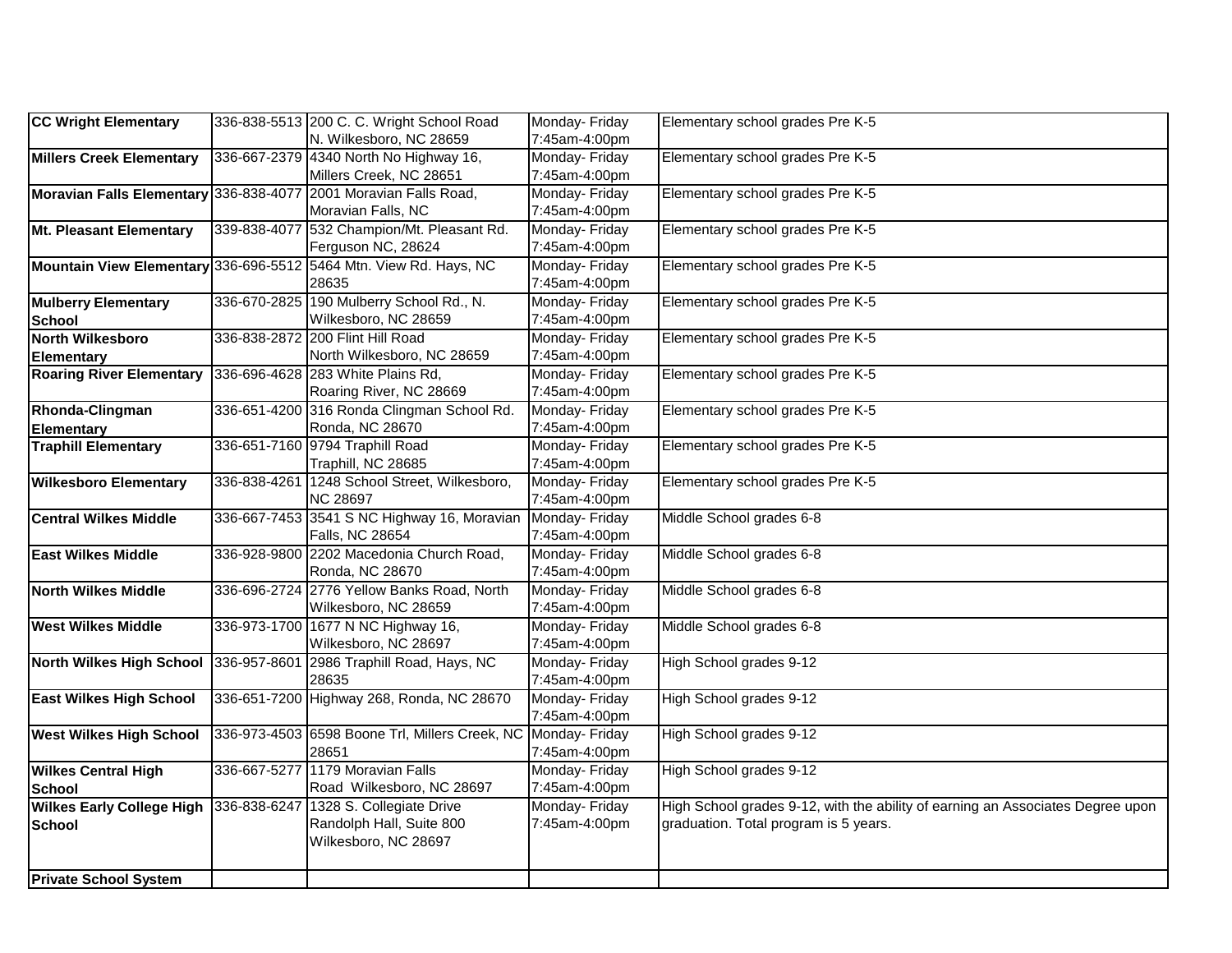| | | | | |
|---|---|---|---|---|
| **CC Wright Elementary** | 336-838-5513 | 200 C. C. Wright School Road N. Wilkesboro, NC 28659 | Monday- Friday 7:45am-4:00pm | Elementary school grades Pre K-5 |
| **Millers Creek Elementary** | 336-667-2379 | 4340 North No Highway 16, Millers Creek, NC 28651 | Monday- Friday 7:45am-4:00pm | Elementary school grades Pre K-5 |
| **Moravian Falls Elementary** | 336-838-4077 | 2001 Moravian Falls Road, Moravian Falls, NC | Monday- Friday 7:45am-4:00pm | Elementary school grades Pre K-5 |
| **Mt. Pleasant Elementary** | 339-838-4077 | 532 Champion/Mt. Pleasant Rd. Ferguson NC, 28624 | Monday- Friday 7:45am-4:00pm | Elementary school grades Pre K-5 |
| **Mountain View Elementary** | 336-696-5512 | 5464 Mtn. View Rd. Hays, NC 28635 | Monday- Friday 7:45am-4:00pm | Elementary school grades Pre K-5 |
| **Mulberry Elementary School** | 336-670-2825 | 190 Mulberry School Rd., N. Wilkesboro, NC 28659 | Monday- Friday 7:45am-4:00pm | Elementary school grades Pre K-5 |
| **North Wilkesboro Elementary** | 336-838-2872 | 200 Flint Hill Road North Wilkesboro, NC 28659 | Monday- Friday 7:45am-4:00pm | Elementary school grades Pre K-5 |
| **Roaring River Elementary** | 336-696-4628 | 283 White Plains Rd, Roaring River, NC 28669 | Monday- Friday 7:45am-4:00pm | Elementary school grades Pre K-5 |
| **Rhonda-Clingman Elementary** | 336-651-4200 | 316 Ronda Clingman School Rd. Ronda, NC 28670 | Monday- Friday 7:45am-4:00pm | Elementary school grades Pre K-5 |
| **Traphill Elementary** | 336-651-7160 | 9794 Traphill Road Traphill, NC 28685 | Monday- Friday 7:45am-4:00pm | Elementary school grades Pre K-5 |
| **Wilkesboro Elementary** | 336-838-4261 | 1248 School Street, Wilkesboro, NC 28697 | Monday- Friday 7:45am-4:00pm | Elementary school grades Pre K-5 |
| **Central Wilkes Middle** | 336-667-7453 | 3541 S NC Highway 16, Moravian Falls, NC 28654 | Monday- Friday 7:45am-4:00pm | Middle School grades 6-8 |
| **East Wilkes Middle** | 336-928-9800 | 2202 Macedonia Church Road, Ronda, NC 28670 | Monday- Friday 7:45am-4:00pm | Middle School grades 6-8 |
| **North Wilkes Middle** | 336-696-2724 | 2776 Yellow Banks Road, North Wilkesboro, NC 28659 | Monday- Friday 7:45am-4:00pm | Middle School grades 6-8 |
| **West Wilkes Middle** | 336-973-1700 | 1677 N NC Highway 16, Wilkesboro, NC 28697 | Monday- Friday 7:45am-4:00pm | Middle School grades 6-8 |
| **North Wilkes High School** | 336-957-8601 | 2986 Traphill Road, Hays, NC 28635 | Monday- Friday 7:45am-4:00pm | High School grades 9-12 |
| **East Wilkes High School** | 336-651-7200 | Highway 268, Ronda, NC 28670 | Monday- Friday 7:45am-4:00pm | High School grades 9-12 |
| **West Wilkes High School** | 336-973-4503 | 6598 Boone Trl, Millers Creek, NC 28651 | Monday- Friday 7:45am-4:00pm | High School grades 9-12 |
| **Wilkes Central High School** | 336-667-5277 | 1179 Moravian Falls Road Wilkesboro, NC 28697 | Monday- Friday 7:45am-4:00pm | High School grades 9-12 |
| **Wilkes Early College High School** | 336-838-6247 | 1328 S. Collegiate Drive Randolph Hall, Suite 800 Wilkesboro, NC 28697 | Monday- Friday 7:45am-4:00pm | High School grades 9-12, with the ability of earning an Associates Degree upon graduation. Total program is 5 years. |
| **Private School System** | | | | |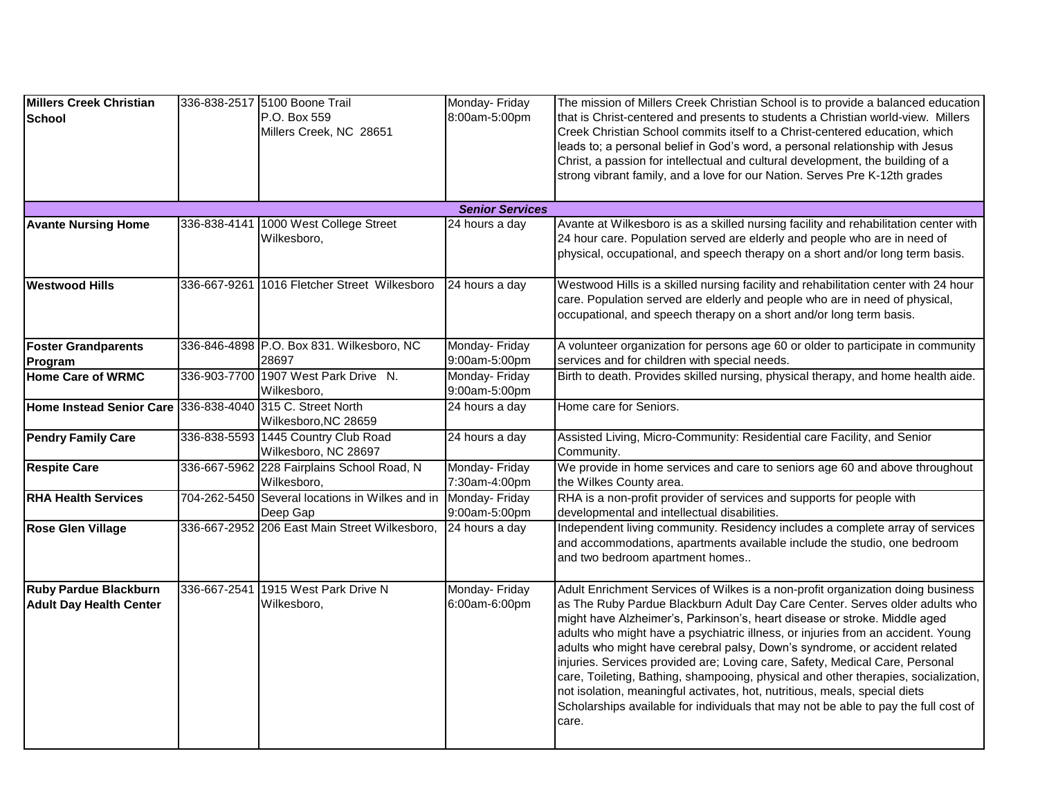| | | | | |
|---|---|---|---|---|
| **Millers Creek Christian School** | 336-838-2517 | 5100 Boone Trail P.O. Box 559 Millers Creek, NC 28651 | Monday- Friday 8:00am-5:00pm | The mission of Millers Creek Christian School is to provide a balanced education that is Christ-centered and presents to students a Christian world-view. Millers Creek Christian School commits itself to a Christ-centered education, which leads to; a personal belief in God's word, a personal relationship with Jesus Christ, a passion for intellectual and cultural development, the building of a strong vibrant family, and a love for our Nation. Serves Pre K-12th grades |
| | | ***Senior Services*** | | |
| **Avante Nursing Home** | 336-838-4141 | 1000 West College Street Wilkesboro, | 24 hours a day | Avante at Wilkesboro is as a skilled nursing facility and rehabilitation center with 24 hour care. Population served are elderly and people who are in need of physical, occupational, and speech therapy on a short and/or long term basis. |
| **Westwood Hills** | 336-667-9261 | 1016 Fletcher Street Wilkesboro | 24 hours a day | Westwood Hills is a skilled nursing facility and rehabilitation center with 24 hour care. Population served are elderly and people who are in need of physical, occupational, and speech therapy on a short and/or long term basis. |
| **Foster Grandparents Program** | 336-846-4898 | P.O. Box 831. Wilkesboro, NC 28697 | Monday- Friday 9:00am-5:00pm | A volunteer organization for persons age 60 or older to participate in community services and for children with special needs. |
| **Home Care of WRMC** | 336-903-7700 | 1907 West Park Drive N. Wilkesboro, | Monday- Friday 9:00am-5:00pm | Birth to death. Provides skilled nursing, physical therapy, and home health aide. |
| **Home Instead Senior Care** | 336-838-4040 | 315 C. Street North Wilkesboro,NC 28659 | 24 hours a day | Home care for Seniors. |
| **Pendry Family Care** | 336-838-5593 | 1445 Country Club Road Wilkesboro, NC 28697 | 24 hours a day | Assisted Living, Micro-Community: Residential care Facility, and Senior Community. |
| **Respite Care** | 336-667-5962 | 228 Fairplains School Road, N Wilkesboro, | Monday- Friday 7:30am-4:00pm | We provide in home services and care to seniors age 60 and above throughout the Wilkes County area. |
| **RHA Health Services** | 704-262-5450 | Several locations in Wilkes and in Deep Gap | Monday- Friday 9:00am-5:00pm | RHA is a non-profit provider of services and supports for people with developmental and intellectual disabilities. |
| **Rose Glen Village** | 336-667-2952 | 206 East Main Street Wilkesboro, | 24 hours a day | Independent living community. Residency includes a complete array of services and accommodations, apartments available include the studio, one bedroom and two bedroom apartment homes.. |
| **Ruby Pardue Blackburn Adult Day Health Center** | 336-667-2541 | 1915 West Park Drive N Wilkesboro, | Monday- Friday 6:00am-6:00pm | Adult Enrichment Services of Wilkes is a non-profit organization doing business as The Ruby Pardue Blackburn Adult Day Care Center. Serves older adults who might have Alzheimer's, Parkinson's, heart disease or stroke. Middle aged adults who might have a psychiatric illness, or injuries from an accident. Young adults who might have cerebral palsy, Down's syndrome, or accident related injuries. Services provided are; Loving care, Safety, Medical Care, Personal care, Toileting, Bathing, shampooing, physical and other therapies, socialization, not isolation, meaningful activates, hot, nutritious, meals, special diets Scholarships available for individuals that may not be able to pay the full cost of care. |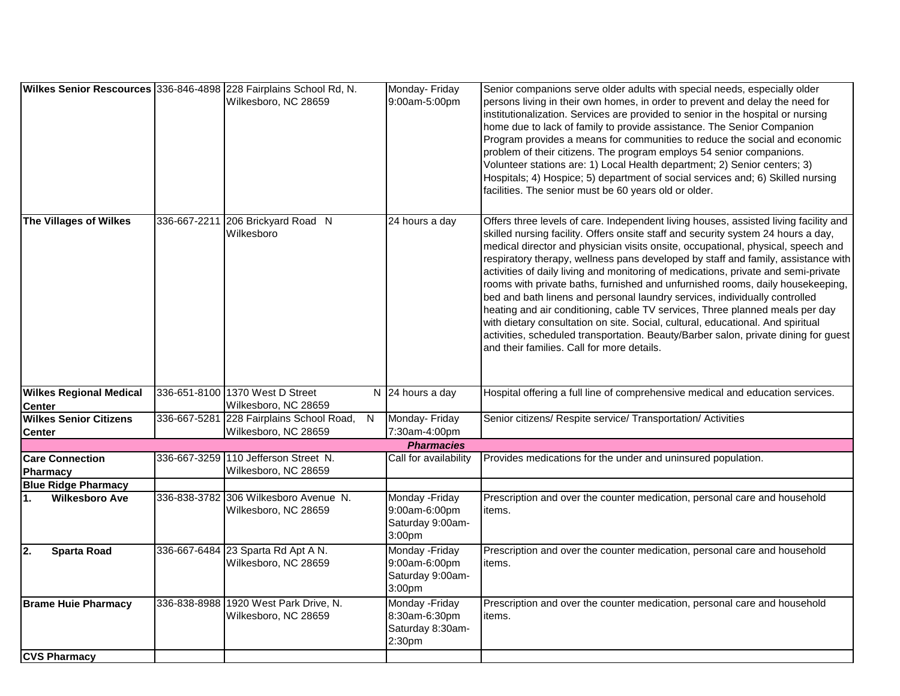| | | | | |
|---|---|---|---|---|
| **Wilkes Senior Rescources** | 336-846-4898 | 228 Fairplains School Rd, N. Wilkesboro, NC 28659 | Monday- Friday 9:00am-5:00pm | Senior companions serve older adults with special needs, especially older persons living in their own homes, in order to prevent and delay the need for institutionalization. Services are provided to senior in the hospital or nursing home due to lack of family to provide assistance. The Senior Companion Program provides a means for communities to reduce the social and economic problem of their citizens. The program employs 54 senior companions. Volunteer stations are: 1) Local Health department; 2) Senior centers; 3) Hospitals; 4) Hospice; 5) department of social services and; 6) Skilled nursing facilities. The senior must be 60 years old or older. |
| **The Villages of Wilkes** | 336-667-2211 | 206 Brickyard Road N Wilkesboro | 24 hours a day | Offers three levels of care. Independent living houses, assisted living facility and skilled nursing facility. Offers onsite staff and security system 24 hours a day, medical director and physician visits onsite, occupational, physical, speech and respiratory therapy, wellness pans developed by staff and family, assistance with activities of daily living and monitoring of medications, private and semi-private rooms with private baths, furnished and unfurnished rooms, daily housekeeping, bed and bath linens and personal laundry services, individually controlled heating and air conditioning, cable TV services, Three planned meals per day with dietary consultation on site. Social, cultural, educational. And spiritual activities, scheduled transportation. Beauty/Barber salon, private dining for guest and their families. Call for more details. |
| **Wilkes Regional Medical Center** | 336-651-8100 | 1370 West D Street N Wilkesboro, NC 28659 | 24 hours a day | Hospital offering a full line of comprehensive medical and education services. |
| **Wilkes Senior Citizens Center** | 336-667-5281 | 228 Fairplains School Road, N Wilkesboro, NC 28659 | Monday- Friday 7:30am-4:00pm | Senior citizens/ Respite service/ Transportation/ Activities |
| | | ***Pharmacies*** | | |
| **Care Connection Pharmacy** | 336-667-3259 | 110 Jefferson Street N. Wilkesboro, NC 28659 | Call for availability | Provides medications for the under and uninsured population. |
| **Blue Ridge Pharmacy** | | | | |
| **1. Wilkesboro Ave** | 336-838-3782 | 306 Wilkesboro Avenue N. Wilkesboro, NC 28659 | Monday -Friday 9:00am-6:00pm Saturday 9:00am-3:00pm | Prescription and over the counter medication, personal care and household items. |
| **2. Sparta Road** | 336-667-6484 | 23 Sparta Rd Apt A N. Wilkesboro, NC 28659 | Monday -Friday 9:00am-6:00pm Saturday 9:00am-3:00pm | Prescription and over the counter medication, personal care and household items. |
| **Brame Huie Pharmacy** | 336-838-8988 | 1920 West Park Drive, N. Wilkesboro, NC 28659 | Monday -Friday 8:30am-6:30pm Saturday 8:30am-2:30pm | Prescription and over the counter medication, personal care and household items. |
| **CVS Pharmacy** | | | | |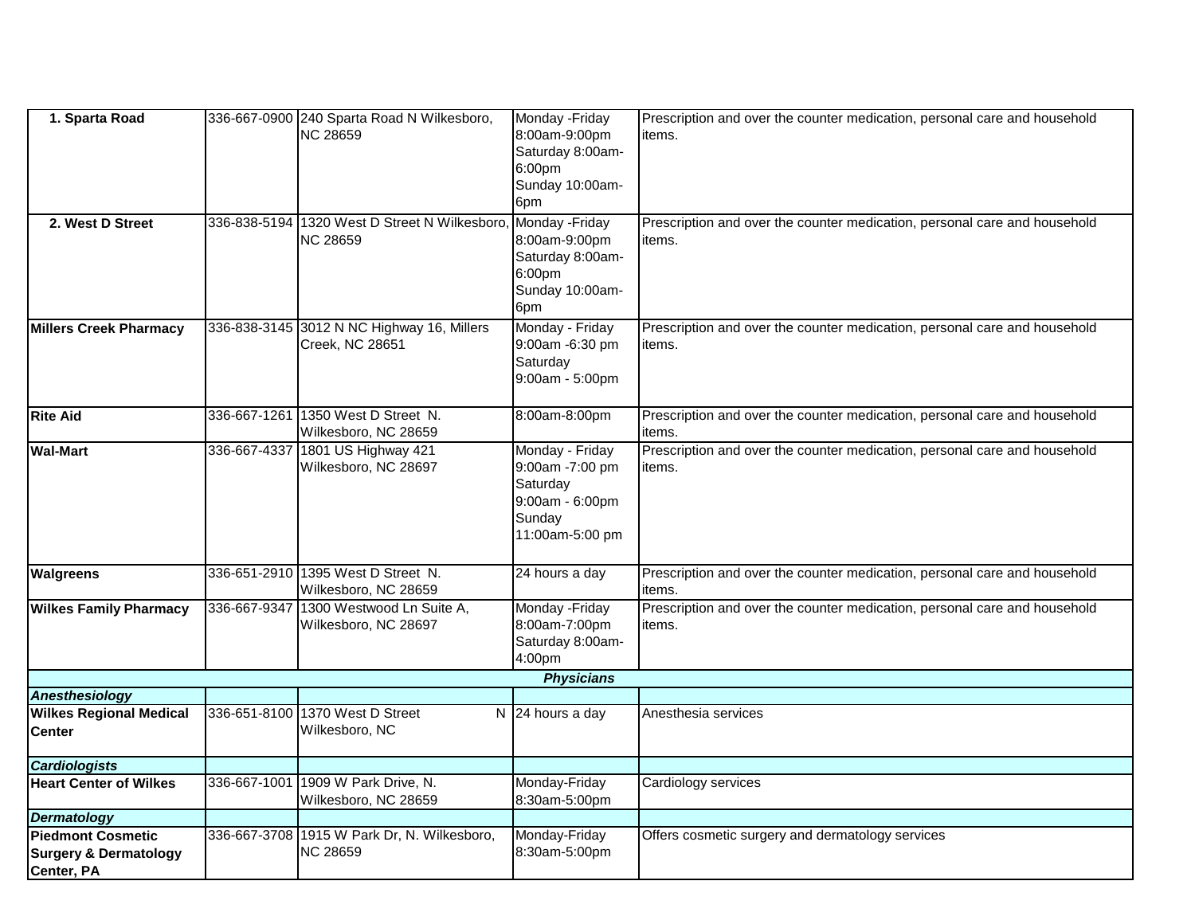| | | | | |
|---|---|---|---|---|
| **1. Sparta Road** | 336-667-0900 | 240 Sparta Road N Wilkesboro, NC 28659 | Monday -Friday 8:00am-9:00pm Saturday 8:00am-6:00pm Sunday 10:00am-6pm | Prescription and over the counter medication, personal care and household items. |
| **2. West D Street** | 336-838-5194 | 1320 West D Street N Wilkesboro, NC 28659 | Monday -Friday 8:00am-9:00pm Saturday 8:00am-6:00pm Sunday 10:00am-6pm | Prescription and over the counter medication, personal care and household items. |
| **Millers Creek Pharmacy** | 336-838-3145 | 3012 N NC Highway 16, Millers Creek, NC 28651 | Monday - Friday 9:00am -6:30 pm Saturday 9:00am - 5:00pm | Prescription and over the counter medication, personal care and household items. |
| **Rite Aid** | 336-667-1261 | 1350 West D Street N. Wilkesboro, NC 28659 | 8:00am-8:00pm | Prescription and over the counter medication, personal care and household items. |
| **Wal-Mart** | 336-667-4337 | 1801 US Highway 421 Wilkesboro, NC 28697 | Monday - Friday 9:00am -7:00 pm Saturday 9:00am - 6:00pm Sunday 11:00am-5:00 pm | Prescription and over the counter medication, personal care and household items. |
| **Walgreens** | 336-651-2910 | 1395 West D Street N. Wilkesboro, NC 28659 | 24 hours a day | Prescription and over the counter medication, personal care and household items. |
| **Wilkes Family Pharmacy** | 336-667-9347 | 1300 Westwood Ln Suite A, Wilkesboro, NC 28697 | Monday -Friday 8:00am-7:00pm Saturday 8:00am-4:00pm | Prescription and over the counter medication, personal care and household items. |
| | | ***Physicians*** | | |
| ***Anesthesiology*** | | | | |
| **Wilkes Regional Medical Center** | 336-651-8100 | 1370 West D Street N Wilkesboro, NC | 24 hours a day | Anesthesia services |
| ***Cardiologists*** | | | | |
| **Heart Center of Wilkes** | 336-667-1001 | 1909 W Park Drive, N. Wilkesboro, NC 28659 | Monday-Friday 8:30am-5:00pm | Cardiology services |
| ***Dermatology*** | | | | |
| **Piedmont Cosmetic Surgery & Dermatology Center, PA** | 336-667-3708 | 1915 W Park Dr, N. Wilkesboro, NC 28659 | Monday-Friday 8:30am-5:00pm | Offers cosmetic surgery and dermatology services |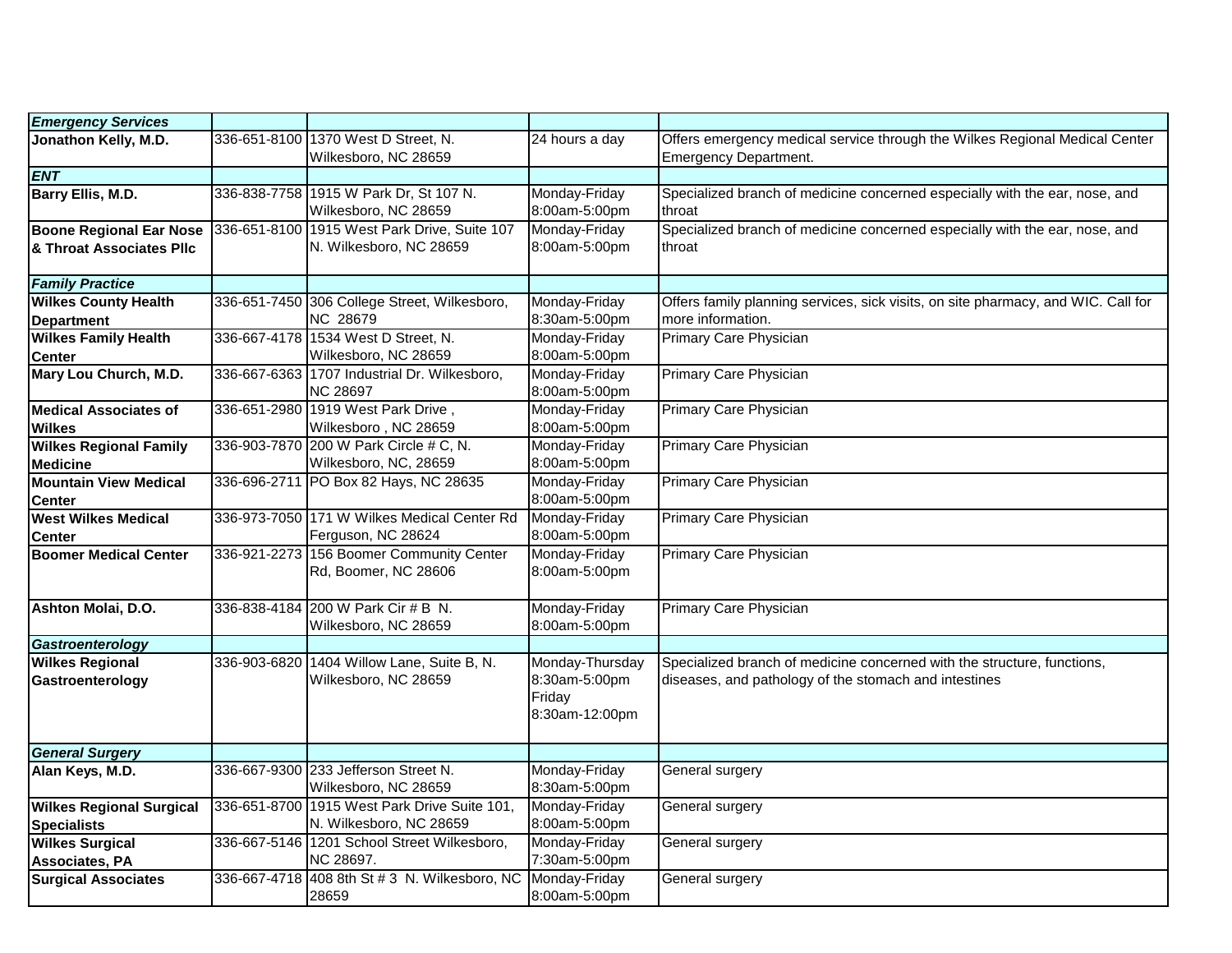| *Emergency Services* | | | | |
|---|---|---|---|---|
| **Jonathon Kelly, M.D.** | 336-651-8100 | 1370 West D Street, N. Wilkesboro, NC 28659 | 24 hours a day | Offers emergency medical service through the Wilkes Regional Medical Center Emergency Department. |
| ***ENT*** | | | | |
| **Barry Ellis, M.D.** | 336-838-7758 | 1915 W Park Dr, St 107 N. Wilkesboro, NC 28659 | Monday-Friday 8:00am-5:00pm | Specialized branch of medicine concerned especially with the ear, nose, and throat |
| **Boone Regional Ear Nose & Throat Associates Pllc** | 336-651-8100 | 1915 West Park Drive, Suite 107 N. Wilkesboro, NC 28659 | Monday-Friday 8:00am-5:00pm | Specialized branch of medicine concerned especially with the ear, nose, and throat |
| ***Family Practice*** | | | | |
| **Wilkes County Health Department** | 336-651-7450 | 306 College Street, Wilkesboro, NC 28679 | Monday-Friday 8:30am-5:00pm | Offers family planning services, sick visits, on site pharmacy, and WIC. Call for more information. |
| **Wilkes Family Health Center** | 336-667-4178 | 1534 West D Street, N. Wilkesboro, NC 28659 | Monday-Friday 8:00am-5:00pm | Primary Care Physician |
| **Mary Lou Church, M.D.** | 336-667-6363 | 1707 Industrial Dr. Wilkesboro, NC 28697 | Monday-Friday 8:00am-5:00pm | Primary Care Physician |
| **Medical Associates of Wilkes** | 336-651-2980 | 1919 West Park Drive , Wilkesboro , NC 28659 | Monday-Friday 8:00am-5:00pm | Primary Care Physician |
| **Wilkes Regional Family Medicine** | 336-903-7870 | 200 W Park Circle # C, N. Wilkesboro, NC, 28659 | Monday-Friday 8:00am-5:00pm | Primary Care Physician |
| **Mountain View Medical Center** | 336-696-2711 | PO Box 82 Hays, NC 28635 | Monday-Friday 8:00am-5:00pm | Primary Care Physician |
| **West Wilkes Medical Center** | 336-973-7050 | 171 W Wilkes Medical Center Rd Ferguson, NC 28624 | Monday-Friday 8:00am-5:00pm | Primary Care Physician |
| **Boomer Medical Center** | 336-921-2273 | 156 Boomer Community Center Rd, Boomer, NC 28606 | Monday-Friday 8:00am-5:00pm | Primary Care Physician |
| **Ashton Molai, D.O.** | 336-838-4184 | 200 W Park Cir # B N. Wilkesboro, NC 28659 | Monday-Friday 8:00am-5:00pm | Primary Care Physician |
| ***Gastroenterology*** | | | | |
| **Wilkes Regional Gastroenterology** | 336-903-6820 | 1404 Willow Lane, Suite B, N. Wilkesboro, NC 28659 | Monday-Thursday 8:30am-5:00pm Friday 8:30am-12:00pm | Specialized branch of medicine concerned with the structure, functions, diseases, and pathology of the stomach and intestines |
| ***General Surgery*** | | | | |
| **Alan Keys, M.D.** | 336-667-9300 | 233 Jefferson Street N. Wilkesboro, NC 28659 | Monday-Friday 8:30am-5:00pm | General surgery |
| **Wilkes Regional Surgical Specialists** | 336-651-8700 | 1915 West Park Drive Suite 101, N. Wilkesboro, NC 28659 | Monday-Friday 8:00am-5:00pm | General surgery |
| **Wilkes Surgical Associates, PA** | 336-667-5146 | 1201 School Street Wilkesboro, NC 28697. | Monday-Friday 7:30am-5:00pm | General surgery |
| **Surgical Associates** | 336-667-4718 | 408 8th St # 3 N. Wilkesboro, NC 28659 | Monday-Friday 8:00am-5:00pm | General surgery |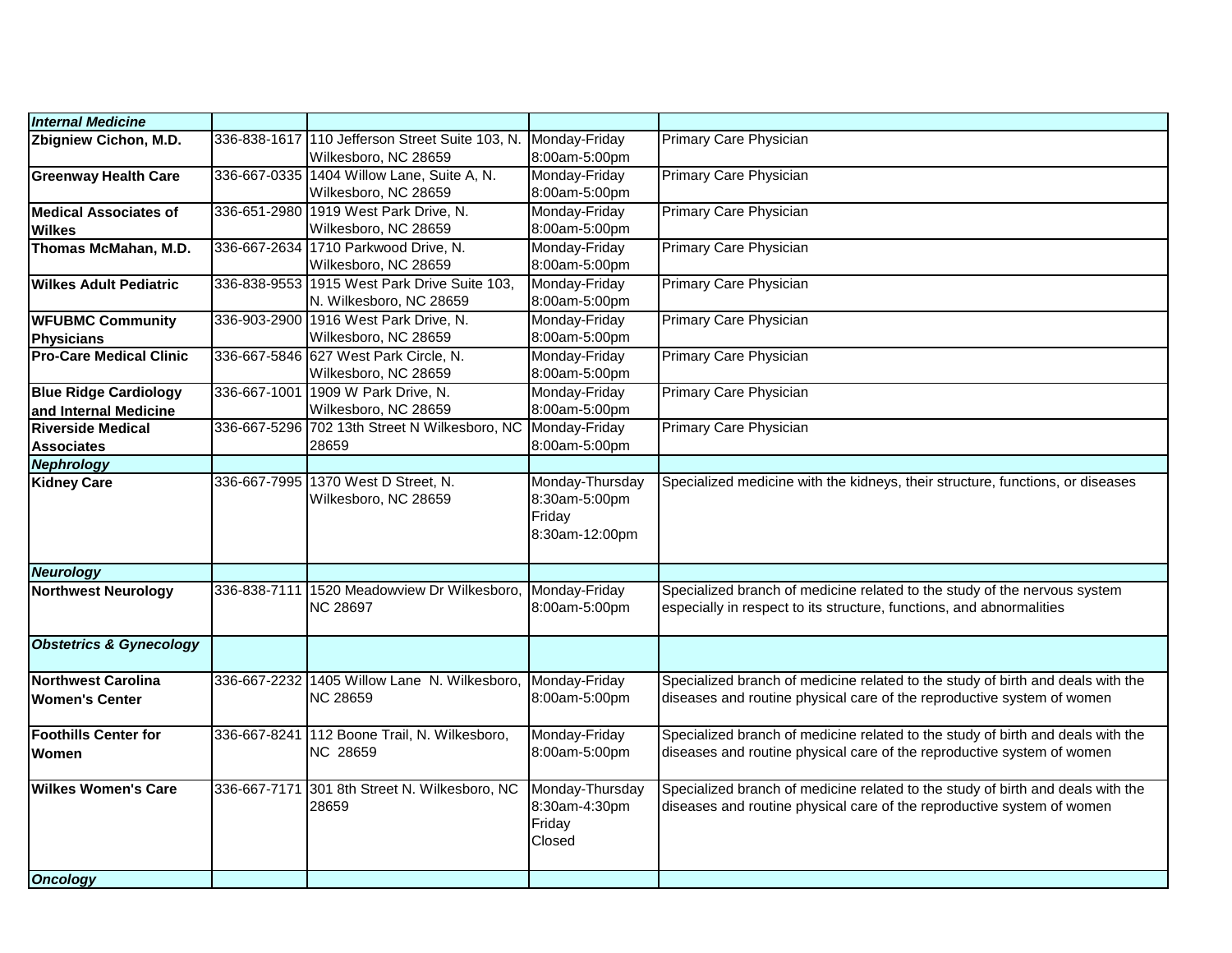| | | | | |
|---|---|---|---|---|
| ***Internal Medicine*** | | | | |
| **Zbigniew Cichon, M.D.** | 336-838-1617 | 110 Jefferson Street Suite 103, N. Wilkesboro, NC 28659 | Monday-Friday 8:00am-5:00pm | Primary Care Physician |
| **Greenway Health Care** | 336-667-0335 | 1404 Willow Lane, Suite A, N. Wilkesboro, NC 28659 | Monday-Friday 8:00am-5:00pm | Primary Care Physician |
| **Medical Associates of Wilkes** | 336-651-2980 | 1919 West Park Drive, N. Wilkesboro, NC 28659 | Monday-Friday 8:00am-5:00pm | Primary Care Physician |
| **Thomas McMahan, M.D.** | 336-667-2634 | 1710 Parkwood Drive, N. Wilkesboro, NC 28659 | Monday-Friday 8:00am-5:00pm | Primary Care Physician |
| **Wilkes Adult Pediatric** | 336-838-9553 | 1915 West Park Drive Suite 103, N. Wilkesboro, NC 28659 | Monday-Friday 8:00am-5:00pm | Primary Care Physician |
| **WFUBMC Community Physicians** | 336-903-2900 | 1916 West Park Drive, N. Wilkesboro, NC 28659 | Monday-Friday 8:00am-5:00pm | Primary Care Physician |
| **Pro-Care Medical Clinic** | 336-667-5846 | 627 West Park Circle, N. Wilkesboro, NC 28659 | Monday-Friday 8:00am-5:00pm | Primary Care Physician |
| **Blue Ridge Cardiology and Internal Medicine** | 336-667-1001 | 1909 W Park Drive, N. Wilkesboro, NC 28659 | Monday-Friday 8:00am-5:00pm | Primary Care Physician |
| **Riverside Medical Associates** | 336-667-5296 | 702 13th Street N Wilkesboro, NC 28659 | Monday-Friday 8:00am-5:00pm | Primary Care Physician |
| ***Nephrology*** | | | | |
| **Kidney Care** | 336-667-7995 | 1370 West D Street, N. Wilkesboro, NC 28659 | Monday-Thursday 8:30am-5:00pm Friday 8:30am-12:00pm | Specialized medicine with the kidneys, their structure, functions, or diseases |
| ***Neurology*** | | | | |
| **Northwest Neurology** | 336-838-7111 | 1520 Meadowview Dr Wilkesboro, NC 28697 | Monday-Friday 8:00am-5:00pm | Specialized branch of medicine related to the study of the nervous system especially in respect to its structure, functions, and abnormalities |
| ***Obstetrics & Gynecology*** | | | | |
| **Northwest Carolina Women's Center** | 336-667-2232 | 1405 Willow Lane N. Wilkesboro, NC 28659 | Monday-Friday 8:00am-5:00pm | Specialized branch of medicine related to the study of birth and deals with the diseases and routine physical care of the reproductive system of women |
| **Foothills Center for Women** | 336-667-8241 | 112 Boone Trail, N. Wilkesboro, NC 28659 | Monday-Friday 8:00am-5:00pm | Specialized branch of medicine related to the study of birth and deals with the diseases and routine physical care of the reproductive system of women |
| **Wilkes Women's Care** | 336-667-7171 | 301 8th Street N. Wilkesboro, NC 28659 | Monday-Thursday 8:30am-4:30pm Friday Closed | Specialized branch of medicine related to the study of birth and deals with the diseases and routine physical care of the reproductive system of women |
| ***Oncology*** | | | | |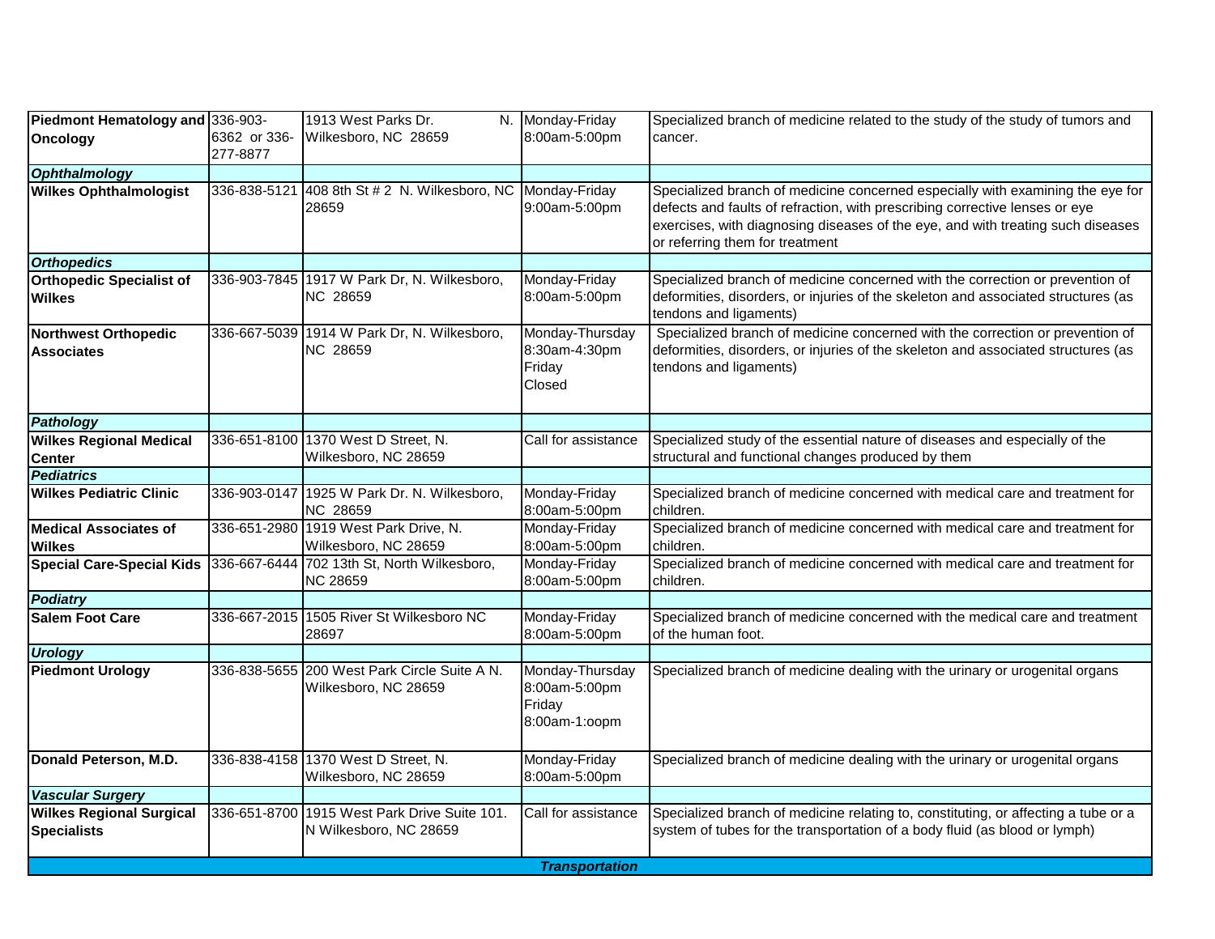| | | | | |
|---|---|---|---|---|
| **Piedmont Hematology and Oncology** | 336-903-6362 or 336-277-8877 | 1913 West Parks Dr. N. Wilkesboro, NC 28659 | Monday-Friday 8:00am-5:00pm | Specialized branch of medicine related to the study of the study of tumors and cancer. |
| ***Ophthalmology*** | | | | |
| **Wilkes Ophthalmologist** | 336-838-5121 | 408 8th St # 2 N. Wilkesboro, NC 28659 | Monday-Friday 9:00am-5:00pm | Specialized branch of medicine concerned especially with examining the eye for defects and faults of refraction, with prescribing corrective lenses or eye exercises, with diagnosing diseases of the eye, and with treating such diseases or referring them for treatment |
| ***Orthopedics*** | | | | |
| **Orthopedic Specialist of Wilkes** | 336-903-7845 | 1917 W Park Dr, N. Wilkesboro, NC 28659 | Monday-Friday 8:00am-5:00pm | Specialized branch of medicine concerned with the correction or prevention of deformities, disorders, or injuries of the skeleton and associated structures (as tendons and ligaments) |
| **Northwest Orthopedic Associates** | 336-667-5039 | 1914 W Park Dr, N. Wilkesboro, NC 28659 | Monday-Thursday 8:30am-4:30pm Friday Closed | Specialized branch of medicine concerned with the correction or prevention of deformities, disorders, or injuries of the skeleton and associated structures (as tendons and ligaments) |
| ***Pathology*** | | | | |
| **Wilkes Regional Medical Center** | 336-651-8100 | 1370 West D Street, N. Wilkesboro, NC 28659 | Call for assistance | Specialized study of the essential nature of diseases and especially of the structural and functional changes produced by them |
| ***Pediatrics*** | | | | |
| **Wilkes Pediatric Clinic** | 336-903-0147 | 1925 W Park Dr. N. Wilkesboro, NC 28659 | Monday-Friday 8:00am-5:00pm | Specialized branch of medicine concerned with medical care and treatment for children. |
| **Medical Associates of Wilkes** | 336-651-2980 | 1919 West Park Drive, N. Wilkesboro, NC 28659 | Monday-Friday 8:00am-5:00pm | Specialized branch of medicine concerned with medical care and treatment for children. |
| **Special Care-Special Kids** | 336-667-6444 | 702 13th St, North Wilkesboro, NC 28659 | Monday-Friday 8:00am-5:00pm | Specialized branch of medicine concerned with medical care and treatment for children. |
| ***Podiatry*** | | | | |
| **Salem Foot Care** | 336-667-2015 | 1505 River St Wilkesboro NC 28697 | Monday-Friday 8:00am-5:00pm | Specialized branch of medicine concerned with the medical care and treatment of the human foot. |
| ***Urology*** | | | | |
| **Piedmont Urology** | 336-838-5655 | 200 West Park Circle Suite A N. Wilkesboro, NC 28659 | Monday-Thursday 8:00am-5:00pm Friday 8:00am-1:oopm | Specialized branch of medicine dealing with the urinary or urogenital organs |
| **Donald Peterson, M.D.** | 336-838-4158 | 1370 West D Street, N. Wilkesboro, NC 28659 | Monday-Friday 8:00am-5:00pm | Specialized branch of medicine dealing with the urinary or urogenital organs |
| ***Vascular Surgery*** | | | | |
| **Wilkes Regional Surgical Specialists** | 336-651-8700 | 1915 West Park Drive Suite 101. N Wilkesboro, NC 28659 | Call for assistance | Specialized branch of medicine relating to, constituting, or affecting a tube or a system of tubes for the transportation of a body fluid (as blood or lymph) |
| ***Transportation*** | | | | |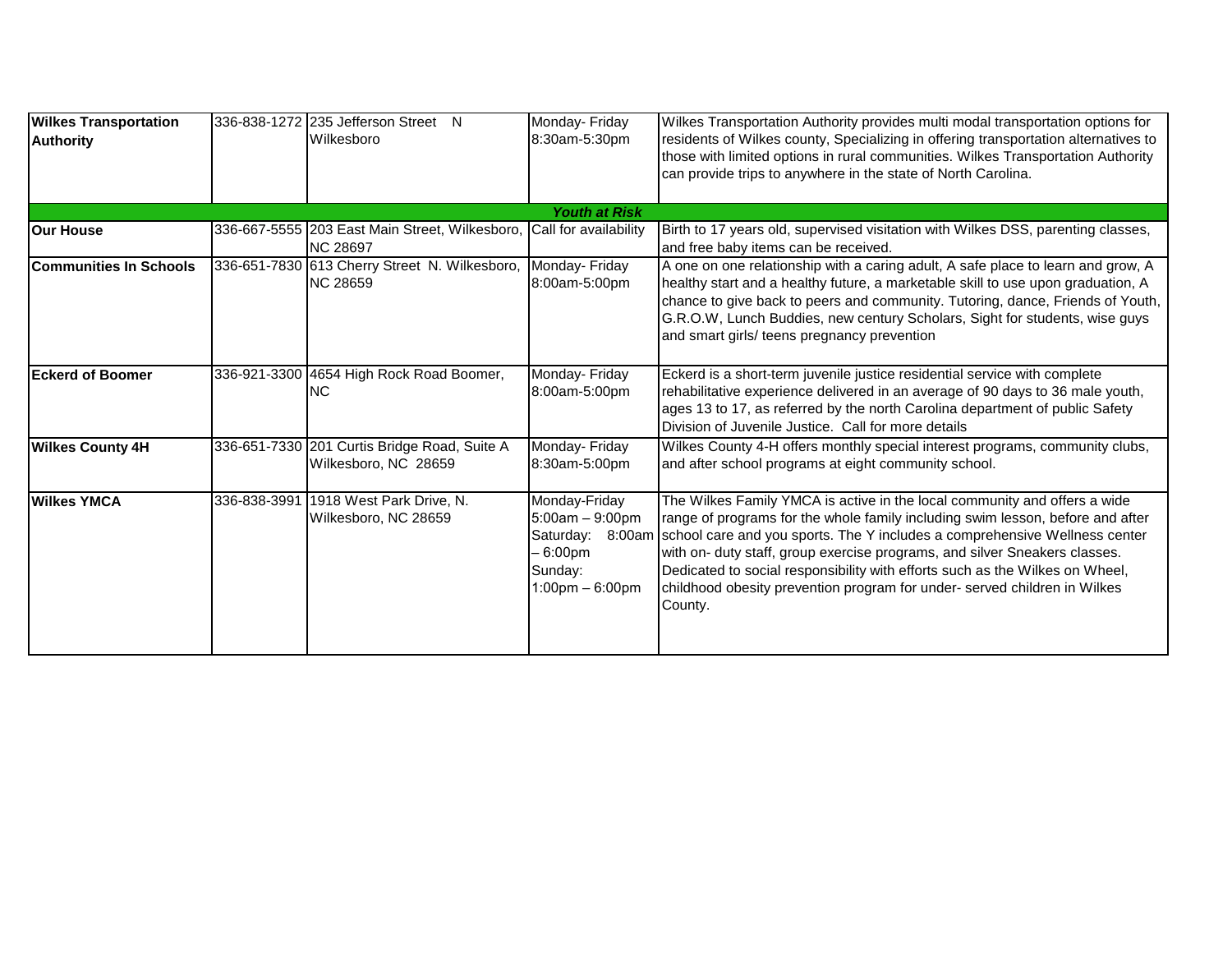| | | | | |
|---|---|---|---|---|
| **Wilkes Transportation Authority** | 336-838-1272 | 235 Jefferson Street N Wilkesboro | Monday- Friday 8:30am-5:30pm | Wilkes Transportation Authority provides multi modal transportation options for residents of Wilkes county, Specializing in offering transportation alternatives to those with limited options in rural communities. Wilkes Transportation Authority can provide trips to anywhere in the state of North Carolina. |
| | | ***Youth at Risk*** | | |
| **Our House** | 336-667-5555 | 203 East Main Street, Wilkesboro, NC 28697 | Call for availability | Birth to 17 years old, supervised visitation with Wilkes DSS, parenting classes, and free baby items can be received. |
| **Communities In Schools** | 336-651-7830 | 613 Cherry Street N. Wilkesboro, NC 28659 | Monday- Friday 8:00am-5:00pm | A one on one relationship with a caring adult, A safe place to learn and grow, A healthy start and a healthy future, a marketable skill to use upon graduation, A chance to give back to peers and community. Tutoring, dance, Friends of Youth, G.R.O.W, Lunch Buddies, new century Scholars, Sight for students, wise guys and smart girls/ teens pregnancy prevention |
| **Eckerd of Boomer** | 336-921-3300 | 4654 High Rock Road Boomer, NC | Monday- Friday 8:00am-5:00pm | Eckerd is a short-term juvenile justice residential service with complete rehabilitative experience delivered in an average of 90 days to 36 male youth, ages 13 to 17, as referred by the north Carolina department of public Safety Division of Juvenile Justice. Call for more details |
| **Wilkes County 4H** | 336-651-7330 | 201 Curtis Bridge Road, Suite A Wilkesboro, NC 28659 | Monday- Friday 8:30am-5:00pm | Wilkes County 4-H offers monthly special interest programs, community clubs, and after school programs at eight community school. |
| **Wilkes YMCA** | 336-838-3991 | 1918 West Park Drive, N. Wilkesboro, NC 28659 | Monday-Friday 5:00am – 9:00pm Saturday: 8:00am – 6:00pm Sunday: 1:00pm – 6:00pm | The Wilkes Family YMCA is active in the local community and offers a wide range of programs for the whole family including swim lesson, before and after school care and you sports. The Y includes a comprehensive Wellness center with on- duty staff, group exercise programs, and silver Sneakers classes. Dedicated to social responsibility with efforts such as the Wilkes on Wheel, childhood obesity prevention program for under- served children in Wilkes County. |